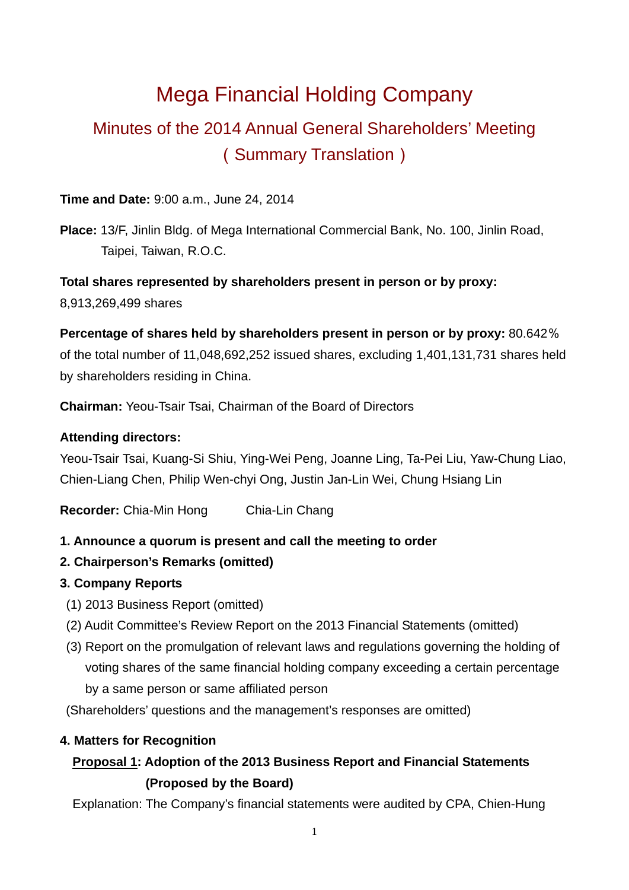# Mega Financial Holding Company

## Minutes of the 2014 Annual General Shareholders' Meeting
## ( Summary Translation )

**Time and Date:** 9:00 a.m., June 24, 2014

**Place:** 13/F, Jinlin Bldg. of Mega International Commercial Bank, No. 100, Jinlin Road, Taipei, Taiwan, R.O.C.

**Total shares represented by shareholders present in person or by proxy:** 8,913,269,499 shares

**Percentage of shares held by shareholders present in person or by proxy:** 80.642％ of the total number of 11,048,692,252 issued shares, excluding 1,401,131,731 shares held by shareholders residing in China.

**Chairman:** Yeou-Tsair Tsai, Chairman of the Board of Directors

**Attending directors:**
Yeou-Tsair Tsai, Kuang-Si Shiu, Ying-Wei Peng, Joanne Ling, Ta-Pei Liu, Yaw-Chung Liao, Chien-Liang Chen, Philip Wen-chyi Ong, Justin Jan-Lin Wei, Chung Hsiang Lin

**Recorder:** Chia-Min Hong Chia-Lin Chang

**1. Announce a quorum is present and call the meeting to order**

**2. Chairperson's Remarks (omitted)**

**3. Company Reports**

(1) 2013 Business Report (omitted)

(2) Audit Committee's Review Report on the 2013 Financial Statements (omitted)

(3) Report on the promulgation of relevant laws and regulations governing the holding of voting shares of the same financial holding company exceeding a certain percentage by a same person or same affiliated person

(Shareholders' questions and the management's responses are omitted)

**4. Matters for Recognition**

**Proposal 1: Adoption of the 2013 Business Report and Financial Statements (Proposed by the Board)**

Explanation: The Company's financial statements were audited by CPA, Chien-Hung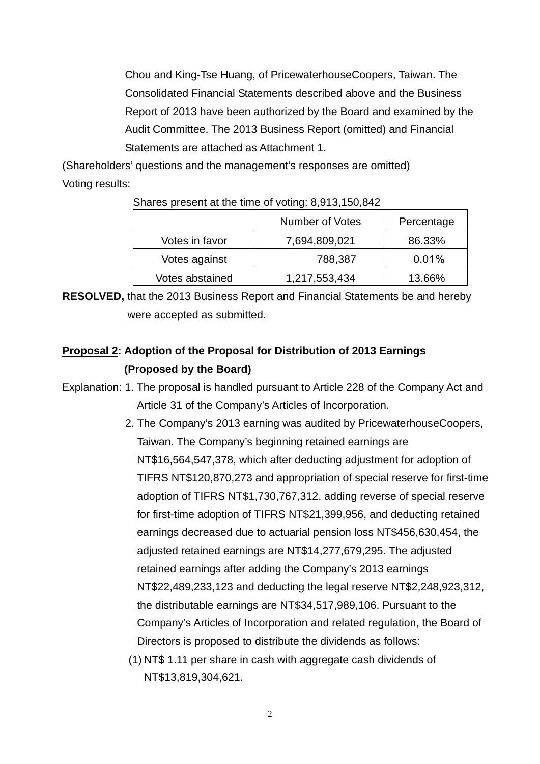Chou and King-Tse Huang, of PricewaterhouseCoopers, Taiwan. The Consolidated Financial Statements described above and the Business Report of 2013 have been authorized by the Board and examined by the Audit Committee. The 2013 Business Report (omitted) and Financial Statements are attached as Attachment 1.

(Shareholders' questions and the management's responses are omitted)

Voting results:

Shares present at the time of voting: 8,913,150,842

| | Number of Votes | Percentage |
|---|---|---|
| Votes in favor | 7,694,809,021 | 86.33% |
| Votes against | 788,387 | 0.01% |
| Votes abstained | 1,217,553,434 | 13.66% |

**RESOLVED,** that the 2013 Business Report and Financial Statements be and hereby were accepted as submitted.

**<u>Proposal 2</u>: Adoption of the Proposal for Distribution of 2013 Earnings (Proposed by the Board)**

Explanation: 1. The proposal is handled pursuant to Article 228 of the Company Act and Article 31 of the Company's Articles of Incorporation.

2. The Company's 2013 earning was audited by PricewaterhouseCoopers, Taiwan. The Company's beginning retained earnings are NT$16,564,547,378, which after deducting adjustment for adoption of TIFRS NT$120,870,273 and appropriation of special reserve for first-time adoption of TIFRS NT$1,730,767,312, adding reverse of special reserve for first-time adoption of TIFRS NT$21,399,956, and deducting retained earnings decreased due to actuarial pension loss NT$456,630,454, the adjusted retained earnings are NT$14,277,679,295. The adjusted retained earnings after adding the Company's 2013 earnings NT$22,489,233,123 and deducting the legal reserve NT$2,248,923,312, the distributable earnings are NT$34,517,989,106. Pursuant to the Company's Articles of Incorporation and related regulation, the Board of Directors is proposed to distribute the dividends as follows:

(1) NT$ 1.11 per share in cash with aggregate cash dividends of NT$13,819,304,621.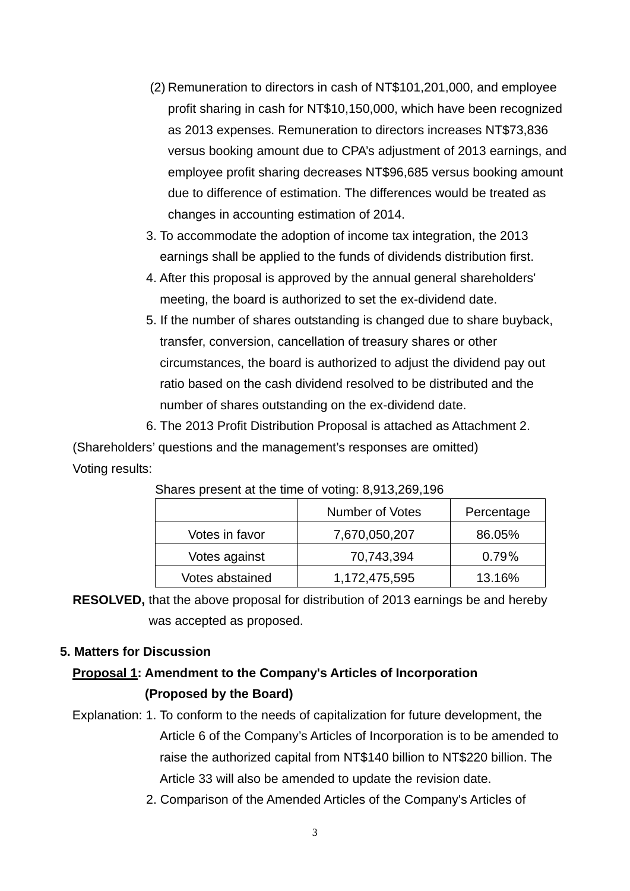(2) Remuneration to directors in cash of NT$101,201,000, and employee profit sharing in cash for NT$10,150,000, which have been recognized as 2013 expenses. Remuneration to directors increases NT$73,836 versus booking amount due to CPA's adjustment of 2013 earnings, and employee profit sharing decreases NT$96,685 versus booking amount due to difference of estimation. The differences would be treated as changes in accounting estimation of 2014.

3. To accommodate the adoption of income tax integration, the 2013 earnings shall be applied to the funds of dividends distribution first.
4. After this proposal is approved by the annual general shareholders' meeting, the board is authorized to set the ex-dividend date.
5. If the number of shares outstanding is changed due to share buyback, transfer, conversion, cancellation of treasury shares or other circumstances, the board is authorized to adjust the dividend pay out ratio based on the cash dividend resolved to be distributed and the number of shares outstanding on the ex-dividend date.
6. The 2013 Profit Distribution Proposal is attached as Attachment 2.

(Shareholders' questions and the management's responses are omitted)

Voting results:

Shares present at the time of voting: 8,913,269,196

| | Number of Votes | Percentage |
|---|---|---|
| Votes in favor | 7,670,050,207 | 86.05% |
| Votes against | 70,743,394 | 0.79% |
| Votes abstained | 1,172,475,595 | 13.16% |

**RESOLVED,** that the above proposal for distribution of 2013 earnings be and hereby was accepted as proposed.

**5. Matters for Discussion**

**Proposal 1: Amendment to the Company's Articles of Incorporation (Proposed by the Board)**

Explanation: 1. To conform to the needs of capitalization for future development, the Article 6 of the Company's Articles of Incorporation is to be amended to raise the authorized capital from NT$140 billion to NT$220 billion. The Article 33 will also be amended to update the revision date.

2. Comparison of the Amended Articles of the Company's Articles of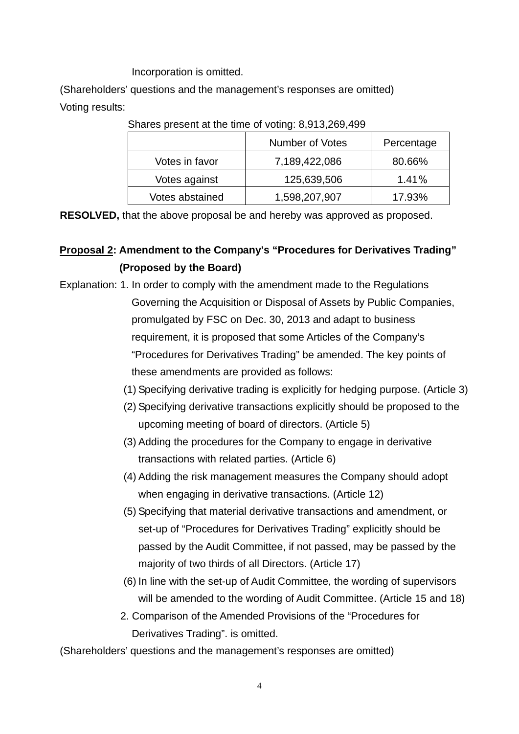Incorporation is omitted.

(Shareholders' questions and the management's responses are omitted)

Voting results:

Shares present at the time of voting: 8,913,269,499

| | Number of Votes | Percentage |
|---|---|---|
| Votes in favor | 7,189,422,086 | 80.66% |
| Votes against | 125,639,506 | 1.41% |
| Votes abstained | 1,598,207,907 | 17.93% |

**RESOLVED,** that the above proposal be and hereby was approved as proposed.

**Proposal 2: Amendment to the Company's "Procedures for Derivatives Trading" (Proposed by the Board)**

Explanation: 1. In order to comply with the amendment made to the Regulations Governing the Acquisition or Disposal of Assets by Public Companies, promulgated by FSC on Dec. 30, 2013 and adapt to business requirement, it is proposed that some Articles of the Company's "Procedures for Derivatives Trading" be amended. The key points of these amendments are provided as follows:

(1) Specifying derivative trading is explicitly for hedging purpose. (Article 3)

(2) Specifying derivative transactions explicitly should be proposed to the upcoming meeting of board of directors. (Article 5)

(3) Adding the procedures for the Company to engage in derivative transactions with related parties. (Article 6)

(4) Adding the risk management measures the Company should adopt when engaging in derivative transactions. (Article 12)

(5) Specifying that material derivative transactions and amendment, or set-up of "Procedures for Derivatives Trading" explicitly should be passed by the Audit Committee, if not passed, may be passed by the majority of two thirds of all Directors. (Article 17)

(6) In line with the set-up of Audit Committee, the wording of supervisors will be amended to the wording of Audit Committee. (Article 15 and 18)

2. Comparison of the Amended Provisions of the "Procedures for Derivatives Trading". is omitted.

(Shareholders' questions and the management's responses are omitted)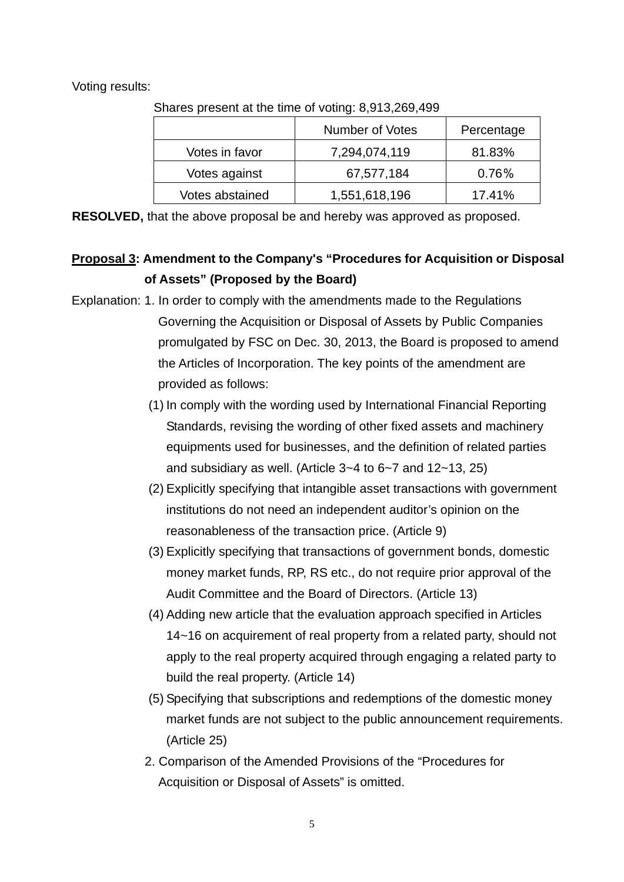Voting results:

Shares present at the time of voting: 8,913,269,499

| | Number of Votes | Percentage |
|---|---|---|
| Votes in favor | 7,294,074,119 | 81.83% |
| Votes against | 67,577,184 | 0.76% |
| Votes abstained | 1,551,618,196 | 17.41% |

**RESOLVED,** that the above proposal be and hereby was approved as proposed.

**<u>Proposal 3</u>: Amendment to the Company's "Procedures for Acquisition or Disposal of Assets" (Proposed by the Board)**

Explanation: 1. In order to comply with the amendments made to the Regulations Governing the Acquisition or Disposal of Assets by Public Companies promulgated by FSC on Dec. 30, 2013, the Board is proposed to amend the Articles of Incorporation. The key points of the amendment are provided as follows:

(1) In comply with the wording used by International Financial Reporting Standards, revising the wording of other fixed assets and machinery equipments used for businesses, and the definition of related parties and subsidiary as well. (Article 3~4 to 6~7 and 12~13, 25)

(2) Explicitly specifying that intangible asset transactions with government institutions do not need an independent auditor's opinion on the reasonableness of the transaction price. (Article 9)

(3) Explicitly specifying that transactions of government bonds, domestic money market funds, RP, RS etc., do not require prior approval of the Audit Committee and the Board of Directors. (Article 13)

(4) Adding new article that the evaluation approach specified in Articles 14~16 on acquirement of real property from a related party, should not apply to the real property acquired through engaging a related party to build the real property. (Article 14)

(5) Specifying that subscriptions and redemptions of the domestic money market funds are not subject to the public announcement requirements. (Article 25)

2. Comparison of the Amended Provisions of the "Procedures for Acquisition or Disposal of Assets" is omitted.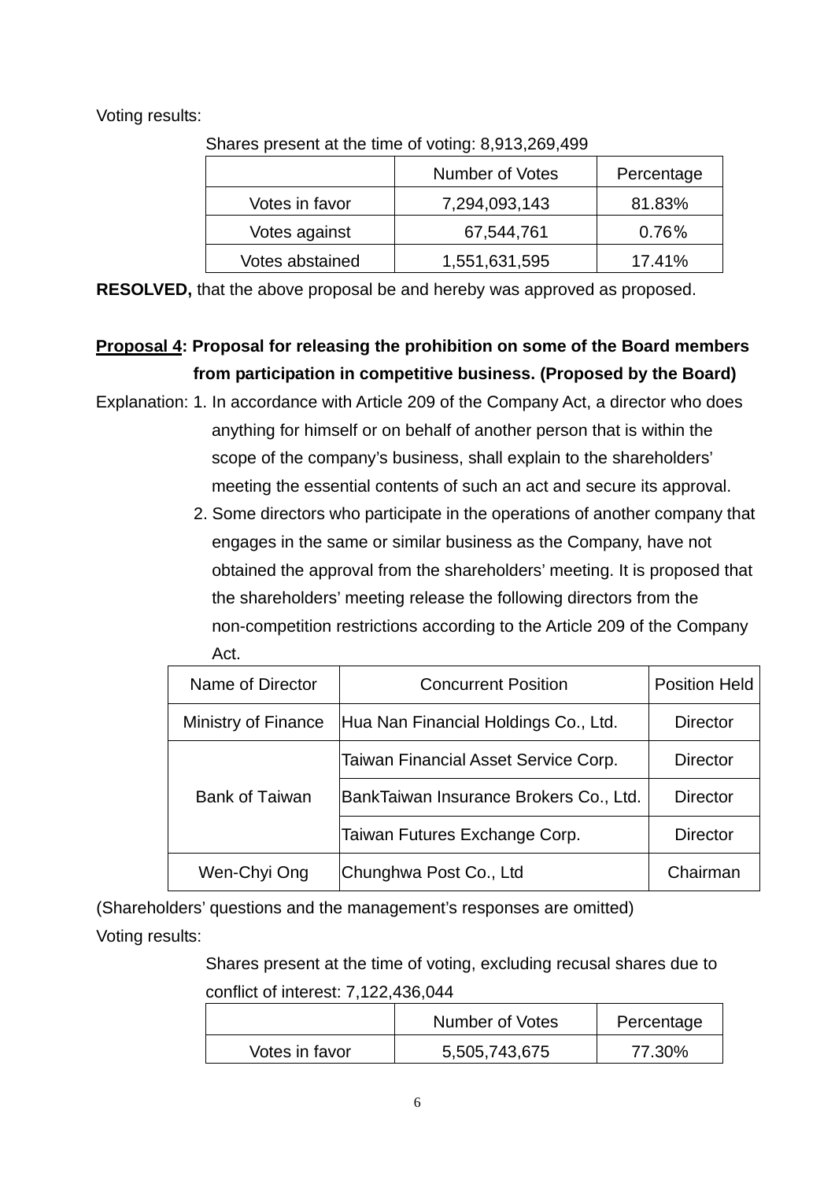Voting results:

Shares present at the time of voting: 8,913,269,499

| | Number of Votes | Percentage |
|---|---|---|
| Votes in favor | 7,294,093,143 | 81.83% |
| Votes against | 67,544,761 | 0.76% |
| Votes abstained | 1,551,631,595 | 17.41% |

**RESOLVED,** that the above proposal be and hereby was approved as proposed.

**<u>Proposal 4</u>: Proposal for releasing the prohibition on some of the Board members from participation in competitive business. (Proposed by the Board)**

Explanation: 1. In accordance with Article 209 of the Company Act, a director who does anything for himself or on behalf of another person that is within the scope of the company's business, shall explain to the shareholders' meeting the essential contents of such an act and secure its approval.

2. Some directors who participate in the operations of another company that engages in the same or similar business as the Company, have not obtained the approval from the shareholders' meeting. It is proposed that the shareholders' meeting release the following directors from the non-competition restrictions according to the Article 209 of the Company Act.

| Name of Director | Concurrent Position | Position Held |
|---|---|---|
| Ministry of Finance | Hua Nan Financial Holdings Co., Ltd. | Director |
| Bank of Taiwan | Taiwan Financial Asset Service Corp. | Director |
| | BankTaiwan Insurance Brokers Co., Ltd. | Director |
| | Taiwan Futures Exchange Corp. | Director |
| Wen-Chyi Ong | Chunghwa Post Co., Ltd | Chairman |

(Shareholders' questions and the management's responses are omitted)

Voting results:

Shares present at the time of voting, excluding recusal shares due to conflict of interest: 7,122,436,044

| | Number of Votes | Percentage |
|---|---|---|
| Votes in favor | 5,505,743,675 | 77.30% |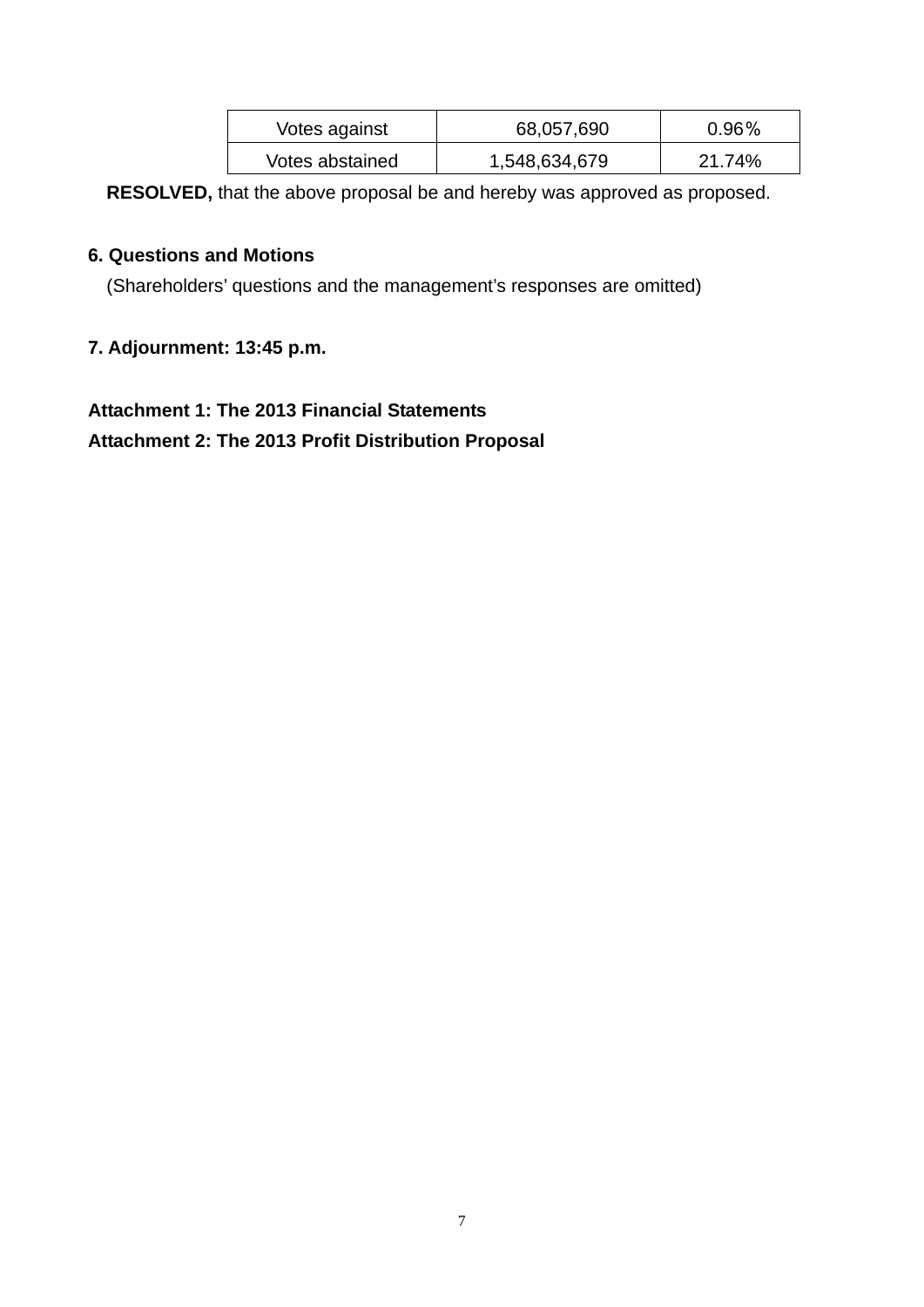| Votes against | 68,057,690 | 0.96% |
|---|---|---|
| Votes abstained | 1,548,634,679 | 21.74% |

**RESOLVED,** that the above proposal be and hereby was approved as proposed.

**6. Questions and Motions**

(Shareholders' questions and the management's responses are omitted)

**7. Adjournment: 13:45 p.m.**

**Attachment 1: The 2013 Financial Statements**

**Attachment 2: The 2013 Profit Distribution Proposal**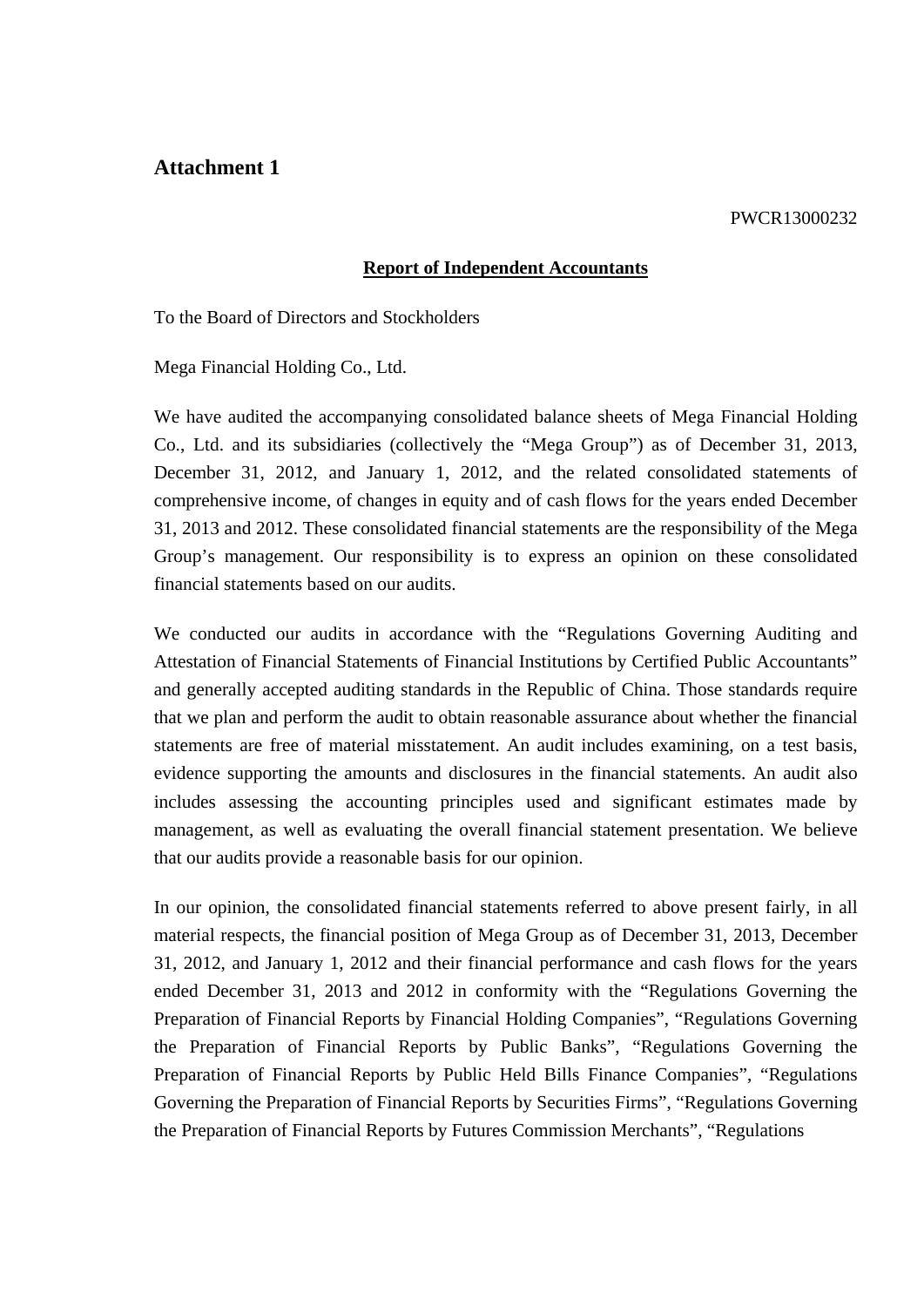## Attachment 1

PWCR13000232

**Report of Independent Accountants**

To the Board of Directors and Stockholders

Mega Financial Holding Co., Ltd.

We have audited the accompanying consolidated balance sheets of Mega Financial Holding Co., Ltd. and its subsidiaries (collectively the "Mega Group") as of December 31, 2013, December 31, 2012, and January 1, 2012, and the related consolidated statements of comprehensive income, of changes in equity and of cash flows for the years ended December 31, 2013 and 2012. These consolidated financial statements are the responsibility of the Mega Group's management. Our responsibility is to express an opinion on these consolidated financial statements based on our audits.

We conducted our audits in accordance with the "Regulations Governing Auditing and Attestation of Financial Statements of Financial Institutions by Certified Public Accountants" and generally accepted auditing standards in the Republic of China. Those standards require that we plan and perform the audit to obtain reasonable assurance about whether the financial statements are free of material misstatement. An audit includes examining, on a test basis, evidence supporting the amounts and disclosures in the financial statements. An audit also includes assessing the accounting principles used and significant estimates made by management, as well as evaluating the overall financial statement presentation. We believe that our audits provide a reasonable basis for our opinion.

In our opinion, the consolidated financial statements referred to above present fairly, in all material respects, the financial position of Mega Group as of December 31, 2013, December 31, 2012, and January 1, 2012 and their financial performance and cash flows for the years ended December 31, 2013 and 2012 in conformity with the "Regulations Governing the Preparation of Financial Reports by Financial Holding Companies", "Regulations Governing the Preparation of Financial Reports by Public Banks", "Regulations Governing the Preparation of Financial Reports by Public Held Bills Finance Companies", "Regulations Governing the Preparation of Financial Reports by Securities Firms", "Regulations Governing the Preparation of Financial Reports by Futures Commission Merchants", "Regulations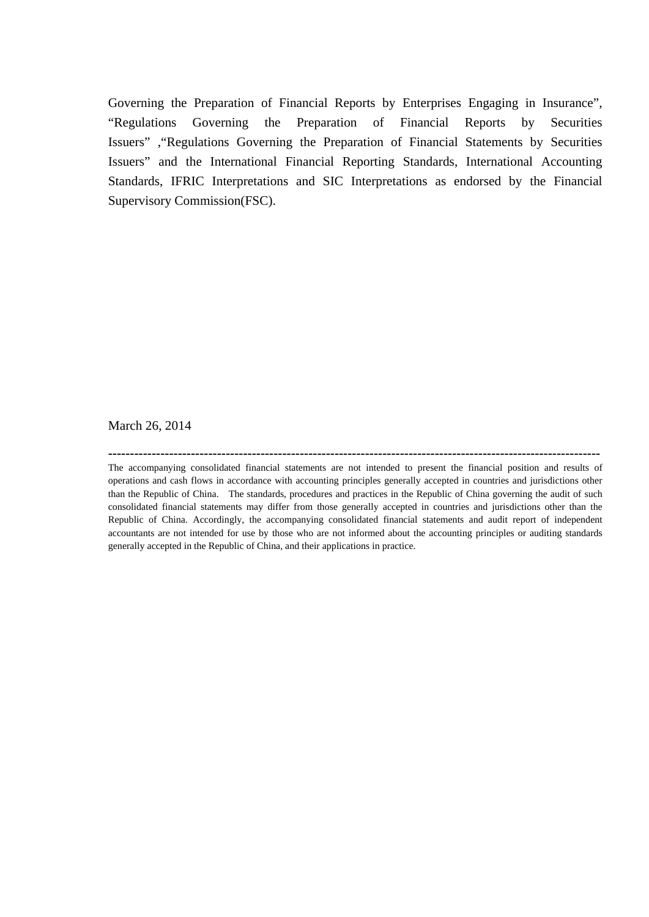Governing the Preparation of Financial Reports by Enterprises Engaging in Insurance", "Regulations Governing the Preparation of Financial Reports by Securities Issuers" ,"Regulations Governing the Preparation of Financial Statements by Securities Issuers" and the International Financial Reporting Standards, International Accounting Standards, IFRIC Interpretations and SIC Interpretations as endorsed by the Financial Supervisory Commission(FSC).

March 26, 2014

---

The accompanying consolidated financial statements are not intended to present the financial position and results of operations and cash flows in accordance with accounting principles generally accepted in countries and jurisdictions other than the Republic of China. The standards, procedures and practices in the Republic of China governing the audit of such consolidated financial statements may differ from those generally accepted in countries and jurisdictions other than the Republic of China. Accordingly, the accompanying consolidated financial statements and audit report of independent accountants are not intended for use by those who are not informed about the accounting principles or auditing standards generally accepted in the Republic of China, and their applications in practice.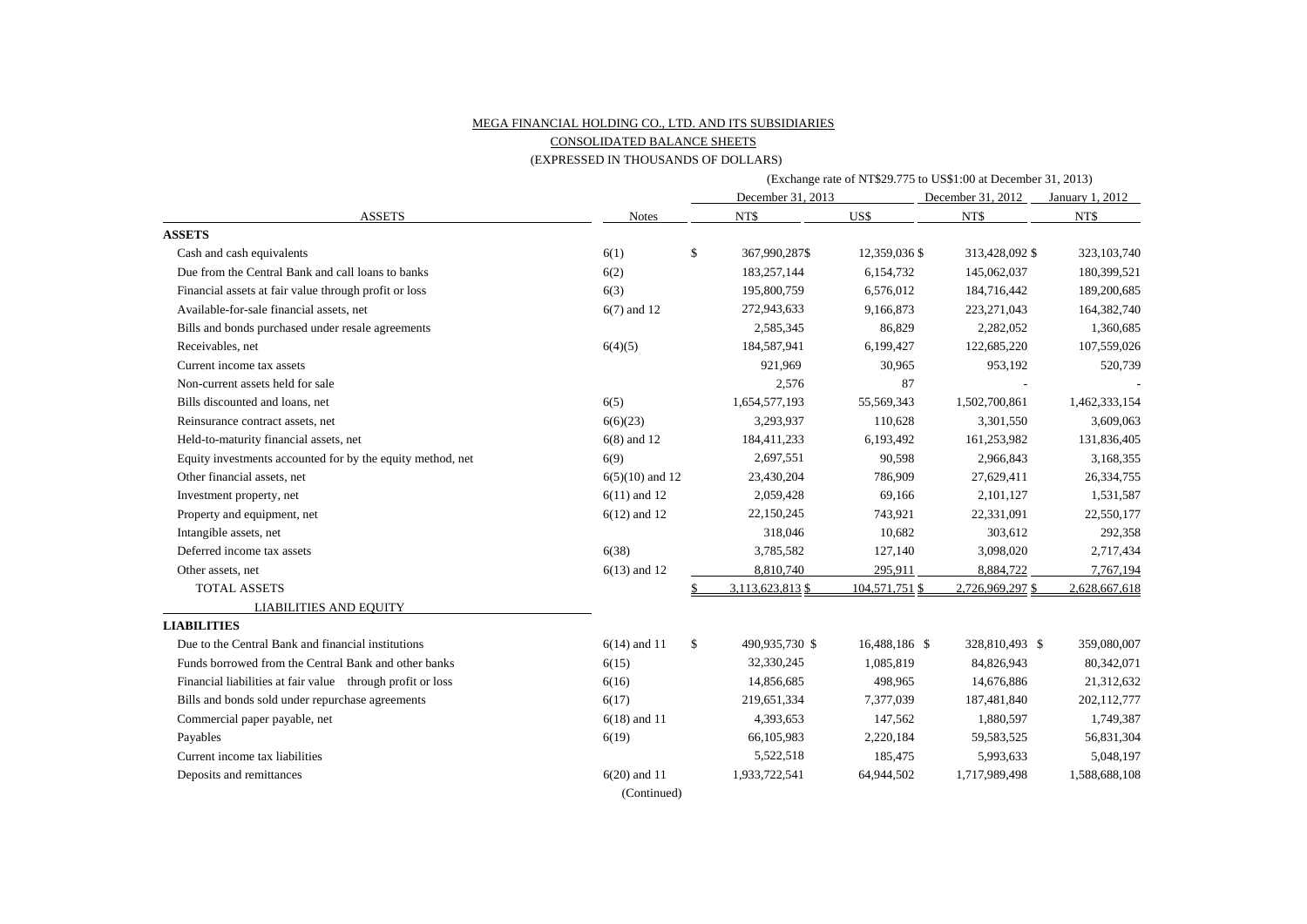MEGA FINANCIAL HOLDING CO., LTD. AND ITS SUBSIDIARIES

CONSOLIDATED BALANCE SHEETS

(EXPRESSED IN THOUSANDS OF DOLLARS)

(Exchange rate of NT$29.775 to US$1:00 at December 31, 2013)

| | | December 31, 2013 | | December 31, 2012 | January 1, 2012 |
|---|---|---|---|---|---|
| ASSETS | Notes | NT$ | US$ | NT$ | NT$ |
| **ASSETS** | | | | | |
| Cash and cash equivalents | 6(1) | $ 367,990,287 | $ 12,359,036 | $ 313,428,092 | $ 323,103,740 |
| Due from the Central Bank and call loans to banks | 6(2) | 183,257,144 | 6,154,732 | 145,062,037 | 180,399,521 |
| Financial assets at fair value through profit or loss | 6(3) | 195,800,759 | 6,576,012 | 184,716,442 | 189,200,685 |
| Available-for-sale financial assets, net | 6(7) and 12 | 272,943,633 | 9,166,873 | 223,271,043 | 164,382,740 |
| Bills and bonds purchased under resale agreements | | 2,585,345 | 86,829 | 2,282,052 | 1,360,685 |
| Receivables, net | 6(4)(5) | 184,587,941 | 6,199,427 | 122,685,220 | 107,559,026 |
| Current income tax assets | | 921,969 | 30,965 | 953,192 | 520,739 |
| Non-current assets held for sale | | 2,576 | 87 | - | - |
| Bills discounted and loans, net | 6(5) | 1,654,577,193 | 55,569,343 | 1,502,700,861 | 1,462,333,154 |
| Reinsurance contract assets, net | 6(6)(23) | 3,293,937 | 110,628 | 3,301,550 | 3,609,063 |
| Held-to-maturity financial assets, net | 6(8) and 12 | 184,411,233 | 6,193,492 | 161,253,982 | 131,836,405 |
| Equity investments accounted for by the equity method, net | 6(9) | 2,697,551 | 90,598 | 2,966,843 | 3,168,355 |
| Other financial assets, net | 6(5)(10) and 12 | 23,430,204 | 786,909 | 27,629,411 | 26,334,755 |
| Investment property, net | 6(11) and 12 | 2,059,428 | 69,166 | 2,101,127 | 1,531,587 |
| Property and equipment, net | 6(12) and 12 | 22,150,245 | 743,921 | 22,331,091 | 22,550,177 |
| Intangible assets, net | | 318,046 | 10,682 | 303,612 | 292,358 |
| Deferred income tax assets | 6(38) | 3,785,582 | 127,140 | 3,098,020 | 2,717,434 |
| Other assets, net | 6(13) and 12 | 8,810,740 | 295,911 | 8,884,722 | 7,767,194 |
| TOTAL ASSETS | | $ 3,113,623,813 | $ 104,571,751 | $ 2,726,969,297 | $ 2,628,667,618 |
| LIABILITIES AND EQUITY | | | | | |
| **LIABILITIES** | | | | | |
| Due to the Central Bank and financial institutions | 6(14) and 11 | $ 490,935,730 | $ 16,488,186 | $ 328,810,493 | $ 359,080,007 |
| Funds borrowed from the Central Bank and other banks | 6(15) | 32,330,245 | 1,085,819 | 84,826,943 | 80,342,071 |
| Financial liabilities at fair value through profit or loss | 6(16) | 14,856,685 | 498,965 | 14,676,886 | 21,312,632 |
| Bills and bonds sold under repurchase agreements | 6(17) | 219,651,334 | 7,377,039 | 187,481,840 | 202,112,777 |
| Commercial paper payable, net | 6(18) and 11 | 4,393,653 | 147,562 | 1,880,597 | 1,749,387 |
| Payables | 6(19) | 66,105,983 | 2,220,184 | 59,583,525 | 56,831,304 |
| Current income tax liabilities | | 5,522,518 | 185,475 | 5,993,633 | 5,048,197 |
| Deposits and remittances | 6(20) and 11 | 1,933,722,541 | 64,944,502 | 1,717,989,498 | 1,588,688,108 |

(Continued)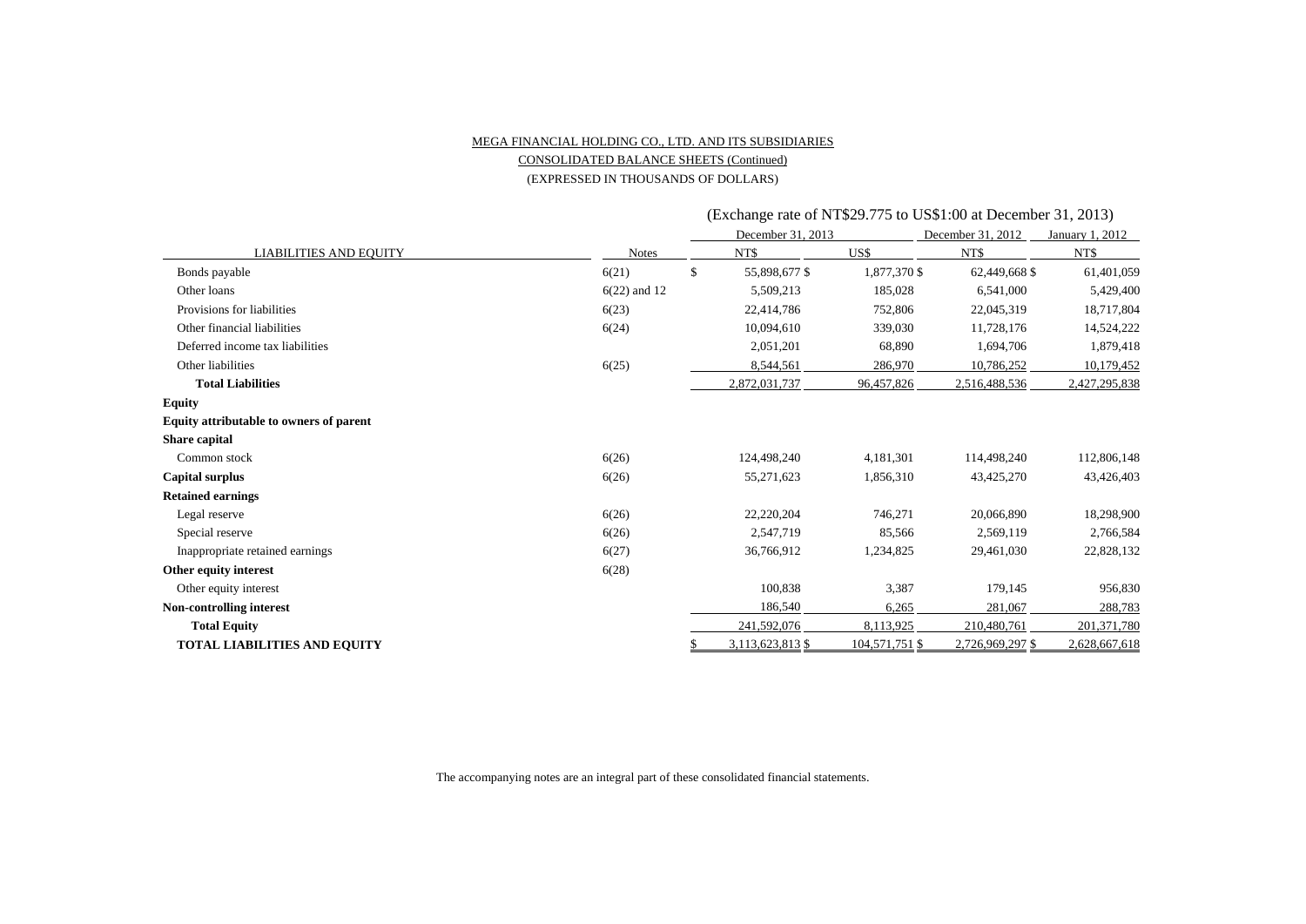MEGA FINANCIAL HOLDING CO., LTD. AND ITS SUBSIDIARIES

CONSOLIDATED BALANCE SHEETS (Continued)

(EXPRESSED IN THOUSANDS OF DOLLARS)

| | | (Exchange rate of NT$29.775 to US$1:00 at December 31, 2013) | | | |
|---|---|---|---|---|---|
| | | December 31, 2013 | | December 31, 2012 | January 1, 2012 |
| LIABILITIES AND EQUITY | Notes | NT$ | US$ | NT$ | NT$ |
| Bonds payable | 6(21) | $ 55,898,677 | $ 1,877,370 | $ 62,449,668 | $ 61,401,059 |
| Other loans | 6(22) and 12 | 5,509,213 | 185,028 | 6,541,000 | 5,429,400 |
| Provisions for liabilities | 6(23) | 22,414,786 | 752,806 | 22,045,319 | 18,717,804 |
| Other financial liabilities | 6(24) | 10,094,610 | 339,030 | 11,728,176 | 14,524,222 |
| Deferred income tax liabilities | | 2,051,201 | 68,890 | 1,694,706 | 1,879,418 |
| Other liabilities | 6(25) | 8,544,561 | 286,970 | 10,786,252 | 10,179,452 |
| **Total Liabilities** | | 2,872,031,737 | 96,457,826 | 2,516,488,536 | 2,427,295,838 |
| **Equity** | | | | | |
| **Equity attributable to owners of parent** | | | | | |
| **Share capital** | | | | | |
| Common stock | 6(26) | 124,498,240 | 4,181,301 | 114,498,240 | 112,806,148 |
| **Capital surplus** | 6(26) | 55,271,623 | 1,856,310 | 43,425,270 | 43,426,403 |
| **Retained earnings** | | | | | |
| Legal reserve | 6(26) | 22,220,204 | 746,271 | 20,066,890 | 18,298,900 |
| Special reserve | 6(26) | 2,547,719 | 85,566 | 2,569,119 | 2,766,584 |
| Inappropriate retained earnings | 6(27) | 36,766,912 | 1,234,825 | 29,461,030 | 22,828,132 |
| **Other equity interest** | 6(28) | | | | |
| Other equity interest | | 100,838 | 3,387 | 179,145 | 956,830 |
| **Non-controlling interest** | | 186,540 | 6,265 | 281,067 | 288,783 |
| **Total Equity** | | 241,592,076 | 8,113,925 | 210,480,761 | 201,371,780 |
| **TOTAL LIABILITIES AND EQUITY** | | $ 3,113,623,813 | $ 104,571,751 | $ 2,726,969,297 | $ 2,628,667,618 |

The accompanying notes are an integral part of these consolidated financial statements.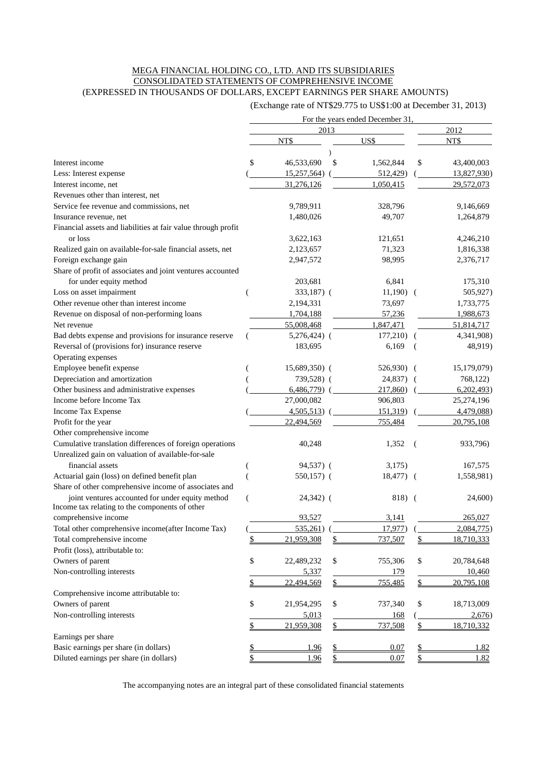MEGA FINANCIAL HOLDING CO., LTD. AND ITS SUBSIDIARIES
CONSOLIDATED STATEMENTS OF COMPREHENSIVE INCOME
(EXPRESSED IN THOUSANDS OF DOLLARS, EXCEPT EARNINGS PER SHARE AMOUNTS)

(Exchange rate of NT$29.775 to US$1:00 at December 31, 2013)

| | For the years ended December 31, | | |
|---|---|---|---|
| | 2013 | | 2012 |
| | NT$ | US$ | NT$ |
| Interest income | $ 46,533,690 | $ 1,562,844 | $ 43,400,003 |
| Less: Interest expense | ( 15,257,564) | ( 512,429) | ( 13,827,930) |
| Interest income, net | 31,276,126 | 1,050,415 | 29,572,073 |
| Revenues other than interest, net | | | |
| Service fee revenue and commissions, net | 9,789,911 | 328,796 | 9,146,669 |
| Insurance revenue, net | 1,480,026 | 49,707 | 1,264,879 |
| Financial assets and liabilities at fair value through profit or loss | 3,622,163 | 121,651 | 4,246,210 |
| Realized gain on available-for-sale financial assets, net | 2,123,657 | 71,323 | 1,816,338 |
| Foreign exchange gain | 2,947,572 | 98,995 | 2,376,717 |
| Share of profit of associates and joint ventures accounted for under equity method | 203,681 | 6,841 | 175,310 |
| Loss on asset impairment | ( 333,187) | ( 11,190) | ( 505,927) |
| Other revenue other than interest income | 2,194,331 | 73,697 | 1,733,775 |
| Revenue on disposal of non-performing loans | 1,704,188 | 57,236 | 1,988,673 |
| Net revenue | 55,008,468 | 1,847,471 | 51,814,717 |
| Bad debts expense and provisions for insurance reserve | ( 5,276,424) | ( 177,210) | ( 4,341,908) |
| Reversal of (provisions for) insurance reserve | 183,695 | 6,169 | ( 48,919) |
| Operating expenses | | | |
| Employee benefit expense | ( 15,689,350) | ( 526,930) | ( 15,179,079) |
| Depreciation and amortization | ( 739,528) | ( 24,837) | ( 768,122) |
| Other business and administrative expenses | ( 6,486,779) | ( 217,860) | ( 6,202,493) |
| Income before Income Tax | 27,000,082 | 906,803 | 25,274,196 |
| Income Tax Expense | ( 4,505,513) | ( 151,319) | ( 4,479,088) |
| Profit for the year | 22,494,569 | 755,484 | 20,795,108 |
| Other comprehensive income | | | |
| Cumulative translation differences of foreign operations | 40,248 | 1,352 | ( 933,796) |
| Unrealized gain on valuation of available-for-sale financial assets | ( 94,537) | ( 3,175) | 167,575 |
| Actuarial gain (loss) on defined benefit plan | ( 550,157) | ( 18,477) | ( 1,558,981) |
| Share of other comprehensive income of associates and joint ventures accounted for under equity method | ( 24,342) | ( 818) | ( 24,600) |
| Income tax relating to the components of other comprehensive income | 93,527 | 3,141 | 265,027 |
| Total other comprehensive income(after Income Tax) | ( 535,261) | ( 17,977) | ( 2,084,775) |
| Total comprehensive income | $ 21,959,308 | $ 737,507 | $ 18,710,333 |
| Profit (loss), attributable to: | | | |
| Owners of parent | $ 22,489,232 | $ 755,306 | $ 20,784,648 |
| Non-controlling interests | 5,337 | 179 | 10,460 |
| | $ 22,494,569 | $ 755,485 | $ 20,795,108 |
| Comprehensive income attributable to: | | | |
| Owners of parent | $ 21,954,295 | $ 737,340 | $ 18,713,009 |
| Non-controlling interests | 5,013 | 168 | ( 2,676) |
| | $ 21,959,308 | $ 737,508 | $ 18,710,332 |
| Earnings per share | | | |
| Basic earnings per share (in dollars) | $ 1.96 | $ 0.07 | $ 1.82 |
| Diluted earnings per share (in dollars) | $ 1.96 | $ 0.07 | $ 1.82 |

The accompanying notes are an integral part of these consolidated financial statements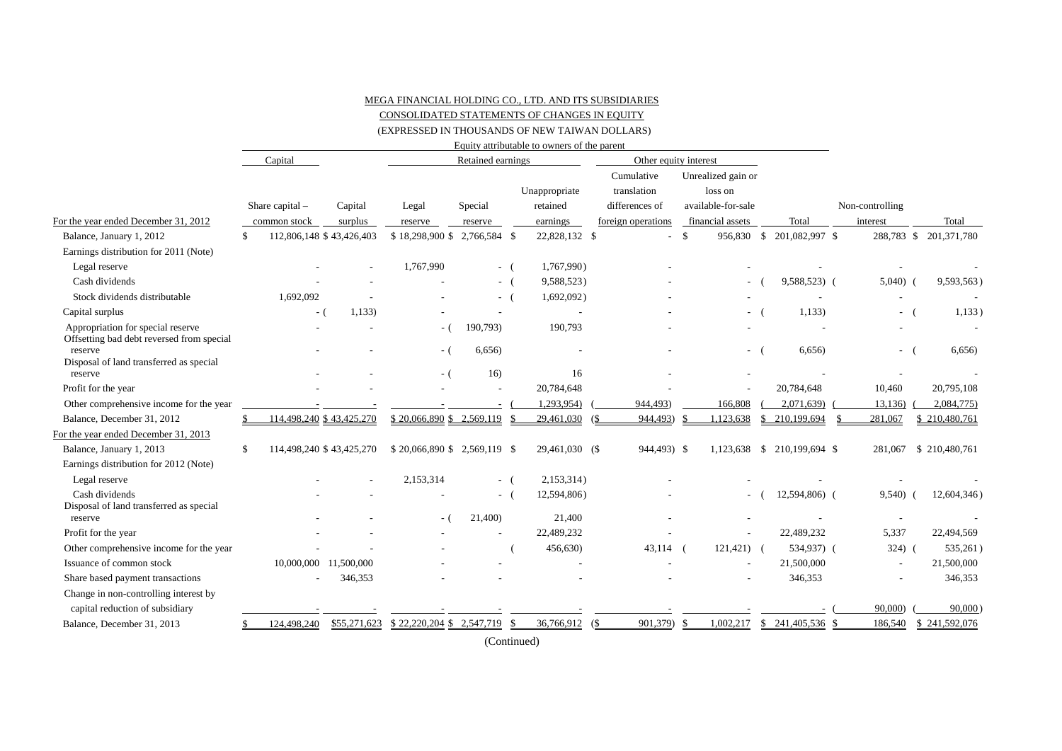MEGA FINANCIAL HOLDING CO., LTD. AND ITS SUBSIDIARIES

CONSOLIDATED STATEMENTS OF CHANGES IN EQUITY

(EXPRESSED IN THOUSANDS OF NEW TAIWAN DOLLARS)

| | Equity attributable to owners of the parent | | | | | | | | | | |
|---|---|---|---|---|---|---|---|---|---|---|
| | Capital | | Retained earnings | | | Other equity interest | | | | |
| For the year ended December 31, 2012 | Share capital – common stock | Capital surplus | Legal reserve | Special reserve | Unappropriate retained earnings | Cumulative translation differences of foreign operations | Unrealized gain or loss on available-for-sale financial assets | Total | Non-controlling interest | Total |
| Balance, January 1, 2012 | $ 112,806,148 | $ 43,426,403 | $ 18,298,900 | $ 2,766,584 | $ 22,828,132 | $ - | $ 956,830 | $ 201,082,997 | $ 288,783 | $ 201,371,780 |
| Earnings distribution for 2011 (Note) | | | | | | | | | | |
| Legal reserve | - | - | 1,767,990 | - | ( 1,767,990) | - | - | - | - | - |
| Cash dividends | - | - | - | - | ( 9,588,523) | - | - | ( 9,588,523) | ( 5,040) | ( 9,593,563) |
| Stock dividends distributable | 1,692,092 | - | - | - | ( 1,692,092) | - | - | - | - | - |
| Capital surplus | - | ( 1,133) | - | - | - | - | - | ( 1,133) | - | ( 1,133) |
| Appropriation for special reserve | - | - | - | ( 190,793) | 190,793 | - | - | - | - | - |
| Offsetting bad debt reversed from special reserve | - | - | - | ( 6,656) | - | - | - | ( 6,656) | - | ( 6,656) |
| Disposal of land transferred as special reserve | - | - | - | ( 16) | 16 | - | - | - | - | - |
| Profit for the year | - | - | - | - | 20,784,648 | - | - | 20,784,648 | 10,460 | 20,795,108 |
| Other comprehensive income for the year | - | - | - | - | ( 1,293,954) | ( 944,493) | 166,808 | ( 2,071,639) | ( 13,136) | ( 2,084,775) |
| Balance, December 31, 2012 | $ 114,498,240 | $ 43,425,270 | $ 20,066,890 | $ 2,569,119 | $ 29,461,030 | ($ 944,493) | $ 1,123,638 | $ 210,199,694 | $ 281,067 | $ 210,480,761 |
| For the year ended December 31, 2013 | | | | | | | | | | |
| Balance, January 1, 2013 | $ 114,498,240 | $ 43,425,270 | $ 20,066,890 | $ 2,569,119 | $ 29,461,030 | ($ 944,493) | $ 1,123,638 | $ 210,199,694 | $ 281,067 | $ 210,480,761 |
| Earnings distribution for 2012 (Note) | | | | | | | | | | |
| Legal reserve | - | - | 2,153,314 | - | ( 2,153,314) | - | - | - | - | - |
| Cash dividends | - | - | - | - | ( 12,594,806) | - | - | ( 12,594,806) | ( 9,540) | ( 12,604,346) |
| Disposal of land transferred as special reserve | - | - | - | ( 21,400) | 21,400 | - | - | - | - | - |
| Profit for the year | - | - | - | - | 22,489,232 | - | - | 22,489,232 | 5,337 | 22,494,569 |
| Other comprehensive income for the year | - | - | - | | ( 456,630) | 43,114 | ( 121,421) | ( 534,937) | ( 324) | ( 535,261) |
| Issuance of common stock | 10,000,000 | 11,500,000 | - | - | - | - | - | 21,500,000 | - | 21,500,000 |
| Share based payment transactions | - | 346,353 | - | - | - | - | - | 346,353 | - | 346,353 |
| Change in non-controlling interest by capital reduction of subsidiary | - | - | - | - | - | - | - | - | ( 90,000) | ( 90,000) |
| Balance, December 31, 2013 | $ 124,498,240 | $55,271,623 | $ 22,220,204 | $ 2,547,719 | $ 36,766,912 | ($ 901,379) | $ 1,002,217 | $ 241,405,536 | $ 186,540 | $ 241,592,076 |

(Continued)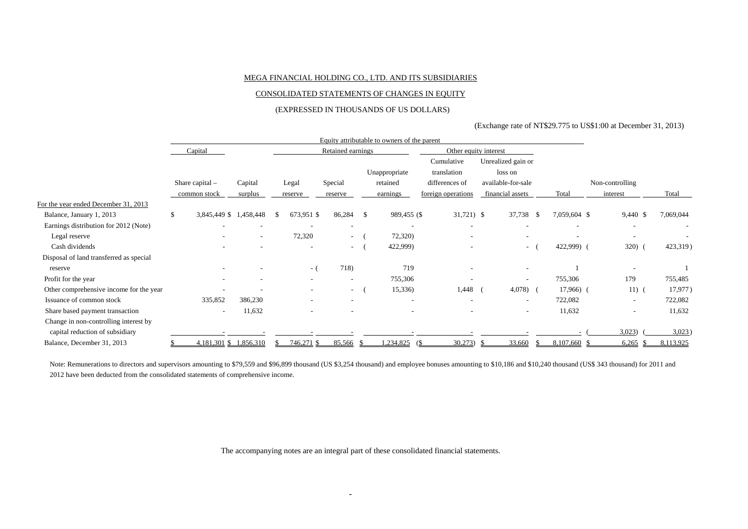MEGA FINANCIAL HOLDING CO., LTD. AND ITS SUBSIDIARIES

CONSOLIDATED STATEMENTS OF CHANGES IN EQUITY

(EXPRESSED IN THOUSANDS OF US DOLLARS)

(Exchange rate of NT$29.775 to US$1:00 at December 31, 2013)

| | Equity attributable to owners of the parent | | | | | | | | Non-controlling interest | Total |
|---|---|---|---|---|---|---|---|---|---|---|
| | Capital | | Retained earnings | | | Other equity interest | | | | |
| | Share capital – common stock | Capital surplus | Legal reserve | Special reserve | Unappropriate retained earnings | Cumulative translation differences of foreign operations | Unrealized gain or loss on available-for-sale financial assets | Total | | |
| For the year ended December 31, 2013 | | | | | | | | | | |
| Balance, January 1, 2013 | $ 3,845,449 | $ 1,458,448 | $ 673,951 | $ 86,284 | $ 989,455 | ($ 31,721) | $ 37,738 | $ 7,059,604 | $ 9,440 | $ 7,069,044 |
| Earnings distribution for 2012 (Note) | - | - | - | - | - | - | - | - | - | - |
| Legal reserve | - | - | 72,320 | - | ( 72,320) | - | - | - | - | - |
| Cash dividends | - | - | - | - | ( 422,999) | - | - | ( 422,999) | ( 320) | ( 423,319) |
| Disposal of land transferred as special reserve | - | - | - | ( 718) | 719 | - | - | 1 | - | 1 |
| Profit for the year | - | - | - | - | 755,306 | - | - | 755,306 | 179 | 755,485 |
| Other comprehensive income for the year | - | - | - | - | ( 15,336) | 1,448 | ( 4,078) | ( 17,966) | ( 11) | ( 17,977) |
| Issuance of common stock | 335,852 | 386,230 | - | - | - | - | - | 722,082 | - | 722,082 |
| Share based payment transaction | - | 11,632 | - | - | - | - | - | 11,632 | - | 11,632 |
| Change in non-controlling interest by capital reduction of subsidiary | - | - | - | - | - | - | - | - | ( 3,023) | ( 3,023) |
| Balance, December 31, 2013 | $ 4,181,301 | $ 1,856,310 | $ 746,271 | $ 85,566 | $ 1,234,825 | ($ 30,273) | $ 33,660 | $ 8,107,660 | $ 6,265 | $ 8,113,925 |

Note: Remunerations to directors and supervisors amounting to $79,559 and $96,899 thousand (US $3,254 thousand) and employee bonuses amounting to $10,186 and $10,240 thousand (US$ 343 thousand) for 2011 and 2012 have been deducted from the consolidated statements of comprehensive income.

The accompanying notes are an integral part of these consolidated financial statements.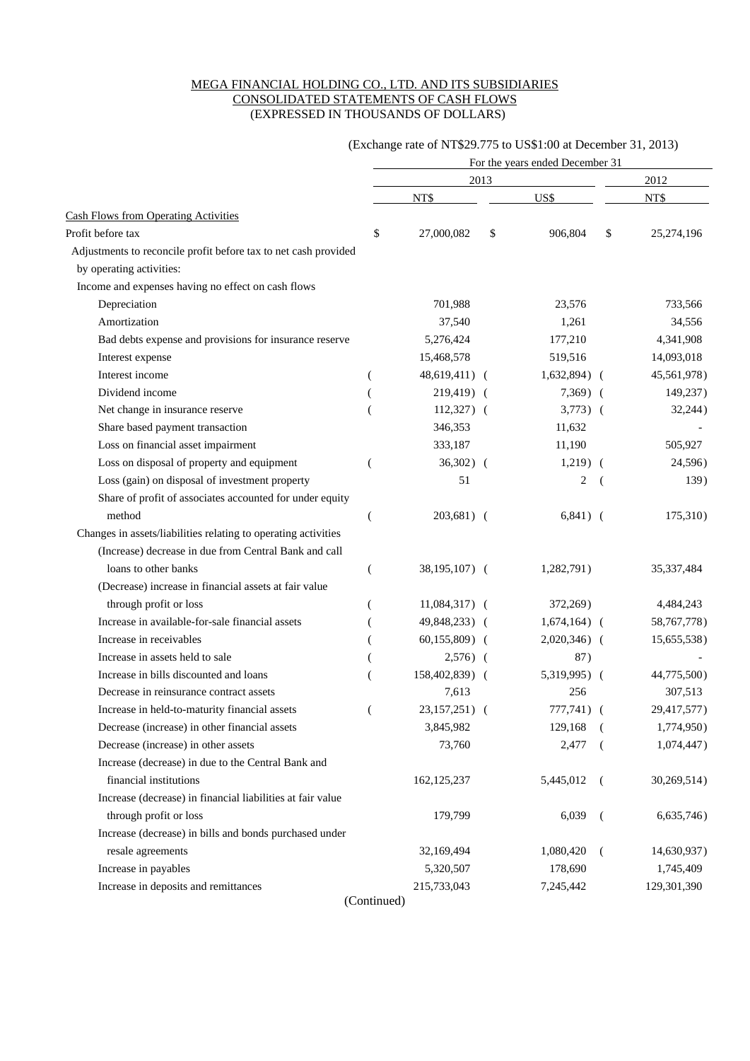MEGA FINANCIAL HOLDING CO., LTD. AND ITS SUBSIDIARIES
CONSOLIDATED STATEMENTS OF CASH FLOWS
(EXPRESSED IN THOUSANDS OF DOLLARS)

(Exchange rate of NT$29.775 to US$1:00 at December 31, 2013)

| | For the years ended December 31 | | |
|---|---|---|---|
| | 2013 | | 2012 |
| | NT$ | US$ | NT$ |
| **Cash Flows from Operating Activities** | | | |
| Profit before tax | $ 27,000,082 | $ 906,804 | $ 25,274,196 |
| Adjustments to reconcile profit before tax to net cash provided by operating activities: | | | |
| Income and expenses having no effect on cash flows | | | |
| Depreciation | 701,988 | 23,576 | 733,566 |
| Amortization | 37,540 | 1,261 | 34,556 |
| Bad debts expense and provisions for insurance reserve | 5,276,424 | 177,210 | 4,341,908 |
| Interest expense | 15,468,578 | 519,516 | 14,093,018 |
| Interest income | ( 48,619,411) | ( 1,632,894) | ( 45,561,978) |
| Dividend income | ( 219,419) | ( 7,369) | ( 149,237) |
| Net change in insurance reserve | ( 112,327) | ( 3,773) | ( 32,244) |
| Share based payment transaction | 346,353 | 11,632 | - |
| Loss on financial asset impairment | 333,187 | 11,190 | 505,927 |
| Loss on disposal of property and equipment | ( 36,302) | ( 1,219) | ( 24,596) |
| Loss (gain) on disposal of investment property | 51 | 2 | ( 139) |
| Share of profit of associates accounted for under equity method | ( 203,681) | ( 6,841) | ( 175,310) |
| Changes in assets/liabilities relating to operating activities | | | |
| (Increase) decrease in due from Central Bank and call loans to other banks | ( 38,195,107) | ( 1,282,791) | 35,337,484 |
| (Decrease) increase in financial assets at fair value through profit or loss | ( 11,084,317) | ( 372,269) | 4,484,243 |
| Increase in available-for-sale financial assets | ( 49,848,233) | ( 1,674,164) | ( 58,767,778) |
| Increase in receivables | ( 60,155,809) | ( 2,020,346) | ( 15,655,538) |
| Increase in assets held to sale | ( 2,576) | ( 87) | - |
| Increase in bills discounted and loans | ( 158,402,839) | ( 5,319,995) | ( 44,775,500) |
| Decrease in reinsurance contract assets | 7,613 | 256 | 307,513 |
| Increase in held-to-maturity financial assets | ( 23,157,251) | ( 777,741) | ( 29,417,577) |
| Decrease (increase) in other financial assets | 3,845,982 | 129,168 | ( 1,774,950) |
| Decrease (increase) in other assets | 73,760 | 2,477 | ( 1,074,447) |
| Increase (decrease) in due to the Central Bank and financial institutions | 162,125,237 | 5,445,012 | ( 30,269,514) |
| Increase (decrease) in financial liabilities at fair value through profit or loss | 179,799 | 6,039 | ( 6,635,746) |
| Increase (decrease) in bills and bonds purchased under resale agreements | 32,169,494 | 1,080,420 | ( 14,630,937) |
| Increase in payables | 5,320,507 | 178,690 | 1,745,409 |
| Increase in deposits and remittances | 215,733,043 | 7,245,442 | 129,301,390 |

(Continued)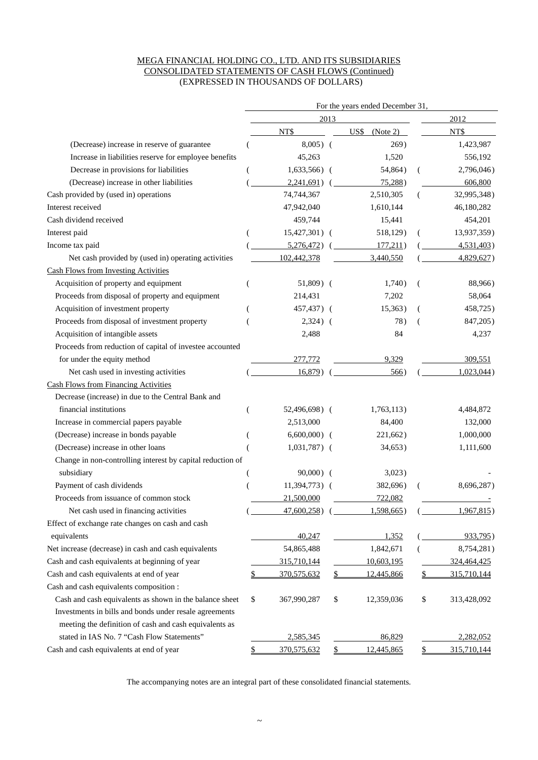MEGA FINANCIAL HOLDING CO., LTD. AND ITS SUBSIDIARIES
CONSOLIDATED STATEMENTS OF CASH FLOWS (Continued)
(EXPRESSED IN THOUSANDS OF DOLLARS)

| | For the years ended December 31, | | |
|---|---|---|---|
| | 2013 | | 2012 |
| | NT$ | US$ (Note 2) | NT$ |
| (Decrease) increase in reserve of guarantee | ( 8,005) | ( 269) | 1,423,987 |
| Increase in liabilities reserve for employee benefits | 45,263 | 1,520 | 556,192 |
| Decrease in provisions for liabilities | ( 1,633,566) | ( 54,864) | ( 2,796,046) |
| (Decrease) increase in other liabilities | ( 2,241,691) | ( 75,288) | 606,800 |
| Cash provided by (used in) operations | 74,744,367 | 2,510,305 | ( 32,995,348) |
| Interest received | 47,942,040 | 1,610,144 | 46,180,282 |
| Cash dividend received | 459,744 | 15,441 | 454,201 |
| Interest paid | ( 15,427,301) | ( 518,129) | ( 13,937,359) |
| Income tax paid | ( 5,276,472) | ( 177,211) | ( 4,531,403) |
| Net cash provided by (used in) operating activities | 102,442,378 | 3,440,550 | ( 4,829,627) |
| Cash Flows from Investing Activities | | | |
| Acquisition of property and equipment | ( 51,809) | ( 1,740) | ( 88,966) |
| Proceeds from disposal of property and equipment | 214,431 | 7,202 | 58,064 |
| Acquisition of investment property | ( 457,437) | ( 15,363) | ( 458,725) |
| Proceeds from disposal of investment property | ( 2,324) | ( 78) | ( 847,205) |
| Acquisition of intangible assets | 2,488 | 84 | 4,237 |
| Proceeds from reduction of capital of investee accounted for under the equity method | 277,772 | 9,329 | 309,551 |
| Net cash used in investing activities | ( 16,879) | ( 566) | ( 1,023,044) |
| Cash Flows from Financing Activities | | | |
| Decrease (increase) in due to the Central Bank and financial institutions | ( 52,496,698) | ( 1,763,113) | 4,484,872 |
| Increase in commercial papers payable | 2,513,000 | 84,400 | 132,000 |
| (Decrease) increase in bonds payable | ( 6,600,000) | ( 221,662) | 1,000,000 |
| (Decrease) increase in other loans | ( 1,031,787) | ( 34,653) | 1,111,600 |
| Change in non-controlling interest by capital reduction of subsidiary | ( 90,000) | ( 3,023) | - |
| Payment of cash dividends | ( 11,394,773) | ( 382,696) | ( 8,696,287) |
| Proceeds from issuance of common stock | 21,500,000 | 722,082 | - |
| Net cash used in financing activities | ( 47,600,258) | ( 1,598,665) | ( 1,967,815) |
| Effect of exchange rate changes on cash and cash equivalents | 40,247 | 1,352 | ( 933,795) |
| Net increase (decrease) in cash and cash equivalents | 54,865,488 | 1,842,671 | ( 8,754,281) |
| Cash and cash equivalents at beginning of year | 315,710,144 | 10,603,195 | 324,464,425 |
| Cash and cash equivalents at end of year | $ 370,575,632 | $ 12,445,866 | $ 315,710,144 |
| Cash and cash equivalents composition : | | | |
| Cash and cash equivalents as shown in the balance sheet | $ 367,990,287 | $ 12,359,036 | $ 313,428,092 |
| Investments in bills and bonds under resale agreements meeting the definition of cash and cash equivalents as stated in IAS No. 7 "Cash Flow Statements" | 2,585,345 | 86,829 | 2,282,052 |
| Cash and cash equivalents at end of year | $ 370,575,632 | $ 12,445,865 | $ 315,710,144 |

The accompanying notes are an integral part of these consolidated financial statements.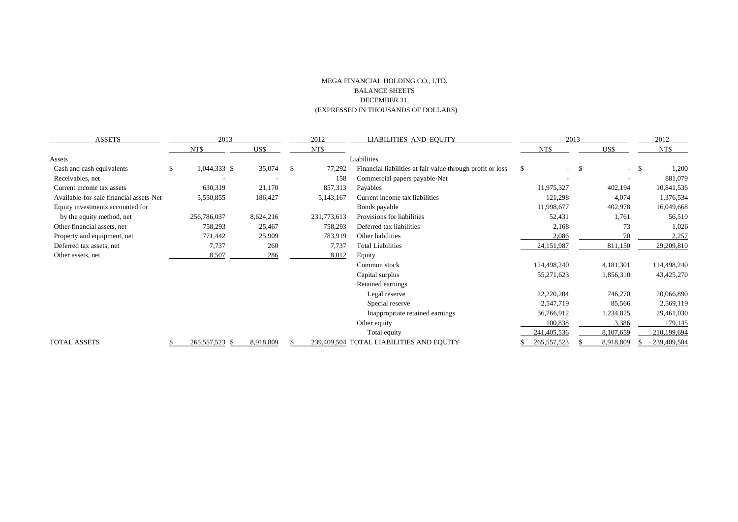MEGA FINANCIAL HOLDING CO., LTD.
BALANCE SHEETS
DECEMBER 31,
(EXPRESSED IN THOUSANDS OF DOLLARS)

| ASSETS | 2013 | | 2012 | LIABILITIES AND EQUITY | 2013 | | 2012 |
|---|---|---|---|---|---|---|---|
| | NT$ | US$ | NT$ | | NT$ | US$ | NT$ |
| Assets | | | | Liabilities | | | |
| Cash and cash equivalents | $ 1,044,333 | $ 35,074 | $ 77,292 | Financial liabilities at fair value through profit or loss | $ - | $ - | $ 1,200 |
| Receivables, net | - | - | 158 | Commercial papers payable-Net | - | - | 881,079 |
| Current income tax assets | 630,319 | 21,170 | 857,313 | Payables | 11,975,327 | 402,194 | 10,841,536 |
| Available-for-sale financial assets-Net | 5,550,855 | 186,427 | 5,143,167 | Current income tax liabilities | 121,298 | 4,074 | 1,376,534 |
| Equity investments accounted for | | | | Bonds payable | 11,998,677 | 402,978 | 16,049,668 |
| by the equity method, net | 256,786,037 | 8,624,216 | 231,773,613 | Provisions for liabilities | 52,431 | 1,761 | 56,510 |
| Other financial assets, net | 758,293 | 25,467 | 758,293 | Deferred tax liabilities | 2,168 | 73 | 1,026 |
| Property and equipment, net | 771,442 | 25,909 | 783,919 | Other liabilities | 2,086 | 70 | 2,257 |
| Deferred tax assets, net | 7,737 | 260 | 7,737 | Total Liabilities | 24,151,987 | 811,150 | 29,209,810 |
| Other assets, net | 8,507 | 286 | 8,012 | Equity | | | |
| | | | | Common stock | 124,498,240 | 4,181,301 | 114,498,240 |
| | | | | Capital surplus | 55,271,623 | 1,856,310 | 43,425,270 |
| | | | | Retained earnings | | | |
| | | | | Legal reserve | 22,220,204 | 746,270 | 20,066,890 |
| | | | | Special reserve | 2,547,719 | 85,566 | 2,569,119 |
| | | | | Inappropriate retained earnings | 36,766,912 | 1,234,825 | 29,461,030 |
| | | | | Other equity | 100,838 | 3,386 | 179,145 |
| | | | | Total equity | 241,405,536 | 8,107,659 | 210,199,694 |
| TOTAL ASSETS | $ 265,557,523 | $ 8,918,809 | $ 239,409,504 | TOTAL LIABILITIES AND EQUITY | $ 265,557,523 | $ 8,918,809 | $ 239,409,504 |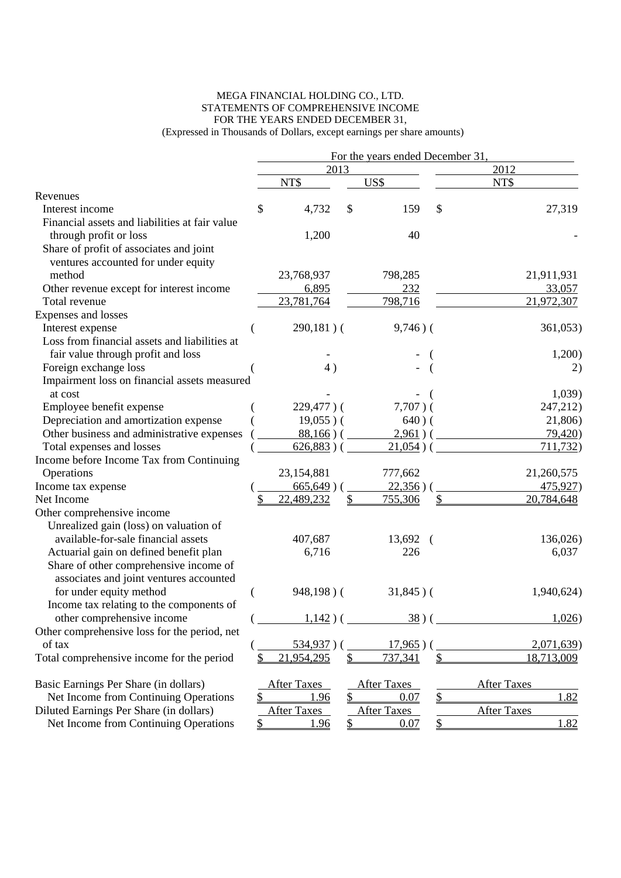MEGA FINANCIAL HOLDING CO., LTD.
STATEMENTS OF COMPREHENSIVE INCOME
FOR THE YEARS ENDED DECEMBER 31,
(Expressed in Thousands of Dollars, except earnings per share amounts)

| | For the years ended December 31, | | |
|---|---|---|---|
| | 2013 | | 2012 |
| | NT$ | US$ | NT$ |
| Revenues | | | |
| Interest income | $ 4,732 | $ 159 | $ 27,319 |
| Financial assets and liabilities at fair value through profit or loss | 1,200 | 40 | - |
| Share of profit of associates and joint ventures accounted for under equity method | 23,768,937 | 798,285 | 21,911,931 |
| Other revenue except for interest income | 6,895 | 232 | 33,057 |
| Total revenue | 23,781,764 | 798,716 | 21,972,307 |
| Expenses and losses | | | |
| Interest expense | ( 290,181 ) | ( 9,746 ) | ( 361,053) |
| Loss from financial assets and liabilities at fair value through profit and loss | - | - | ( 1,200) |
| Foreign exchange loss | ( 4 ) | - | ( 2) |
| Impairment loss on financial assets measured at cost | - | - | ( 1,039) |
| Employee benefit expense | ( 229,477 ) | ( 7,707 ) | ( 247,212) |
| Depreciation and amortization expense | ( 19,055 ) | ( 640 ) | ( 21,806) |
| Other business and administrative expenses | ( 88,166 ) | ( 2,961 ) | ( 79,420) |
| Total expenses and losses | ( 626,883 ) | ( 21,054 ) | ( 711,732) |
| Income before Income Tax from Continuing Operations | 23,154,881 | 777,662 | 21,260,575 |
| Income tax expense | ( 665,649 ) | ( 22,356 ) | ( 475,927) |
| Net Income | $ 22,489,232 | $ 755,306 | $ 20,784,648 |
| Other comprehensive income | | | |
| Unrealized gain (loss) on valuation of available-for-sale financial assets | 407,687 | 13,692 | ( 136,026) |
| Actuarial gain on defined benefit plan | 6,716 | 226 | 6,037 |
| Share of other comprehensive income of associates and joint ventures accounted for under equity method | ( 948,198 ) | ( 31,845 ) | ( 1,940,624) |
| Income tax relating to the components of other comprehensive income | ( 1,142 ) | ( 38 ) | ( 1,026) |
| Other comprehensive loss for the period, net of tax | ( 534,937 ) | ( 17,965 ) | ( 2,071,639) |
| Total comprehensive income for the period | $ 21,954,295 | $ 737,341 | $ 18,713,009 |
| | | | |
| Basic Earnings Per Share (in dollars) | After Taxes | After Taxes | After Taxes |
| Net Income from Continuing Operations | $ 1.96 | $ 0.07 | $ 1.82 |
| Diluted Earnings Per Share (in dollars) | After Taxes | After Taxes | After Taxes |
| Net Income from Continuing Operations | $ 1.96 | $ 0.07 | $ 1.82 |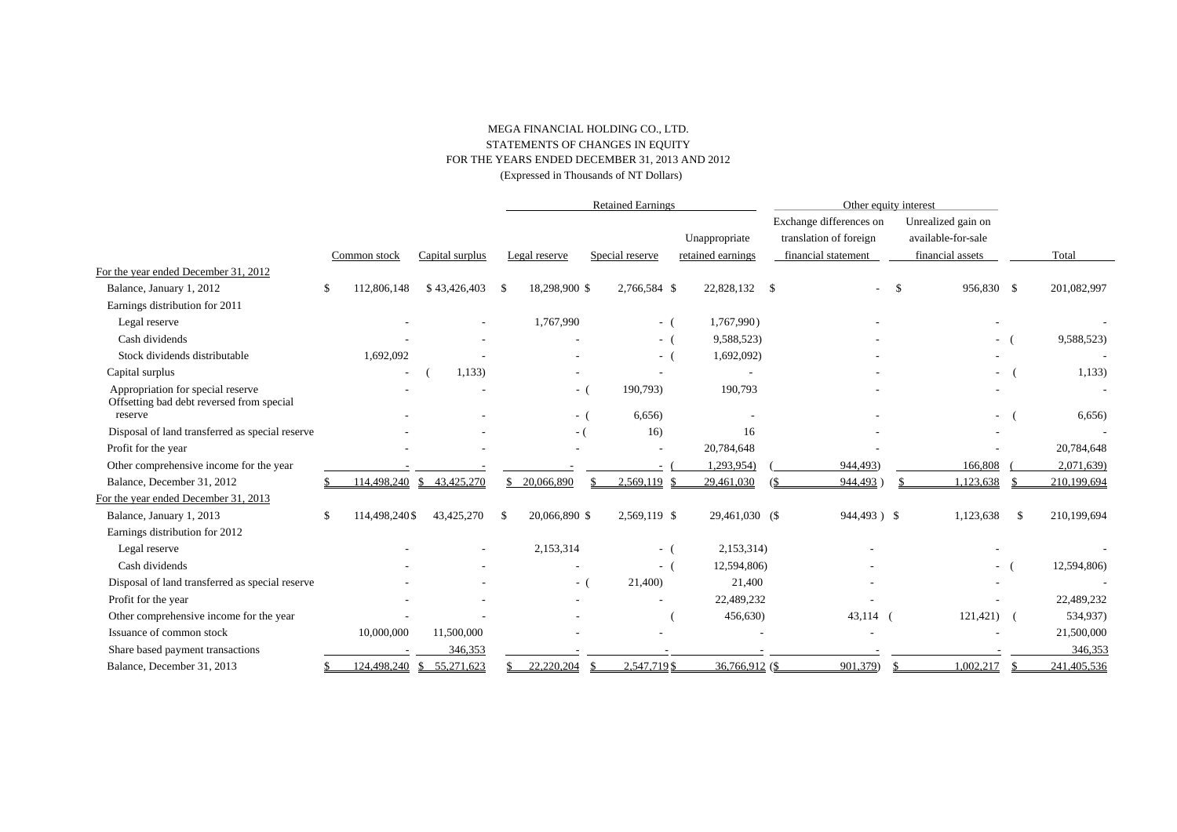MEGA FINANCIAL HOLDING CO., LTD.
STATEMENTS OF CHANGES IN EQUITY
FOR THE YEARS ENDED DECEMBER 31, 2013 AND 2012
(Expressed in Thousands of NT Dollars)

| | | | Retained Earnings | | | Other equity interest | | |
|---|---|---|---|---|---|---|---|---|
| | Common stock | Capital surplus | Legal reserve | Special reserve | Unappropriate retained earnings | Exchange differences on translation of foreign financial statement | Unrealized gain on available-for-sale financial assets | Total |
| For the year ended December 31, 2012 | | | | | | | | |
| Balance, January 1, 2012 | $ 112,806,148 | $ 43,426,403 | $ 18,298,900 | $ 2,766,584 | $ 22,828,132 | $ - | $ 956,830 | $ 201,082,997 |
| Earnings distribution for 2011 | | | | | | | | |
| Legal reserve | - | - | 1,767,990 | - | ( 1,767,990) | - | - | - |
| Cash dividends | - | - | - | - | ( 9,588,523) | - | - | ( 9,588,523) |
| Stock dividends distributable | 1,692,092 | - | - | - | ( 1,692,092) | - | - | - |
| Capital surplus | - | ( 1,133) | - | - | - | - | - | ( 1,133) |
| Appropriation for special reserve | - | - | - | ( 190,793) | 190,793 | - | - | - |
| Offsetting bad debt reversed from special reserve | - | - | - | ( 6,656) | - | - | - | ( 6,656) |
| Disposal of land transferred as special reserve | - | - | - | ( 16) | 16 | - | - | - |
| Profit for the year | - | - | - | - | 20,784,648 | - | - | 20,784,648 |
| Other comprehensive income for the year | - | - | - | - | ( 1,293,954) | ( 944,493) | 166,808 | ( 2,071,639) |
| Balance, December 31, 2012 | $ 114,498,240 | $ 43,425,270 | $ 20,066,890 | $ 2,569,119 | $ 29,461,030 | ($ 944,493 ) | $ 1,123,638 | $ 210,199,694 |
| For the year ended December 31, 2013 | | | | | | | | |
| Balance, January 1, 2013 | $ 114,498,240 | $ 43,425,270 | $ 20,066,890 | $ 2,569,119 | $ 29,461,030 | ($ 944,493 ) | $ 1,123,638 | $ 210,199,694 |
| Earnings distribution for 2012 | | | | | | | | |
| Legal reserve | - | - | 2,153,314 | - | ( 2,153,314) | - | - | - |
| Cash dividends | - | - | - | - | ( 12,594,806) | - | - | ( 12,594,806) |
| Disposal of land transferred as special reserve | - | - | - | ( 21,400) | 21,400 | - | - | - |
| Profit for the year | - | - | - | - | 22,489,232 | - | - | 22,489,232 |
| Other comprehensive income for the year | - | - | - | - | ( 456,630) | 43,114 | ( 121,421) | ( 534,937) |
| Issuance of common stock | 10,000,000 | 11,500,000 | - | - | - | - | - | 21,500,000 |
| Share based payment transactions | - | 346,353 | - | - | - | - | - | 346,353 |
| Balance, December 31, 2013 | $ 124,498,240 | $ 55,271,623 | $ 22,220,204 | $ 2,547,719 | $ 36,766,912 | ($ 901,379) | $ 1,002,217 | $ 241,405,536 |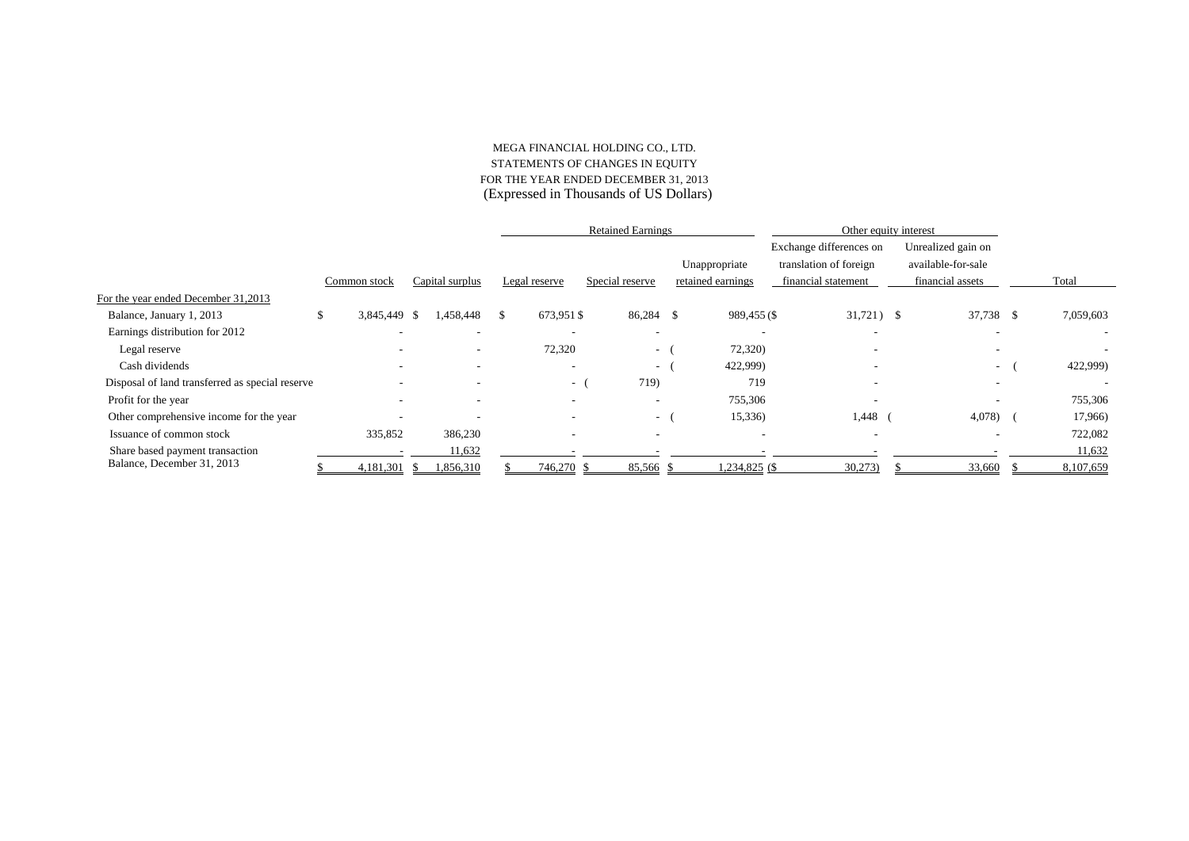MEGA FINANCIAL HOLDING CO., LTD.
STATEMENTS OF CHANGES IN EQUITY
FOR THE YEAR ENDED DECEMBER 31, 2013
(Expressed in Thousands of US Dollars)

| | | | Retained Earnings | | | Other equity interest | | |
|---|---|---|---|---|---|---|---|---|
| | Common stock | Capital surplus | Legal reserve | Special reserve | Unappropriate retained earnings | Exchange differences on translation of foreign financial statement | Unrealized gain on available-for-sale financial assets | Total |
| For the year ended December 31,2013 | | | | | | | | |
| Balance, January 1, 2013 | $ 3,845,449 | $ 1,458,448 | $ 673,951 | $ 86,284 | $ 989,455 | ($ 31,721) | $ 37,738 | $ 7,059,603 |
| Earnings distribution for 2012 | - | - | - | - | - | - | - | - |
| Legal reserve | - | - | 72,320 | - | ( 72,320) | - | - | - |
| Cash dividends | - | - | - | - | ( 422,999) | - | - | ( 422,999) |
| Disposal of land transferred as special reserve | - | - | - | ( 719) | 719 | - | - | - |
| Profit for the year | - | - | - | - | 755,306 | - | - | 755,306 |
| Other comprehensive income for the year | - | - | - | - | ( 15,336) | 1,448 | ( 4,078) | ( 17,966) |
| Issuance of common stock | 335,852 | 386,230 | - | - | - | - | - | 722,082 |
| Share based payment transaction | - | 11,632 | - | - | - | - | - | 11,632 |
| Balance, December 31, 2013 | $ 4,181,301 | $ 1,856,310 | $ 746,270 | $ 85,566 | $ 1,234,825 | ($ 30,273) | $ 33,660 | $ 8,107,659 |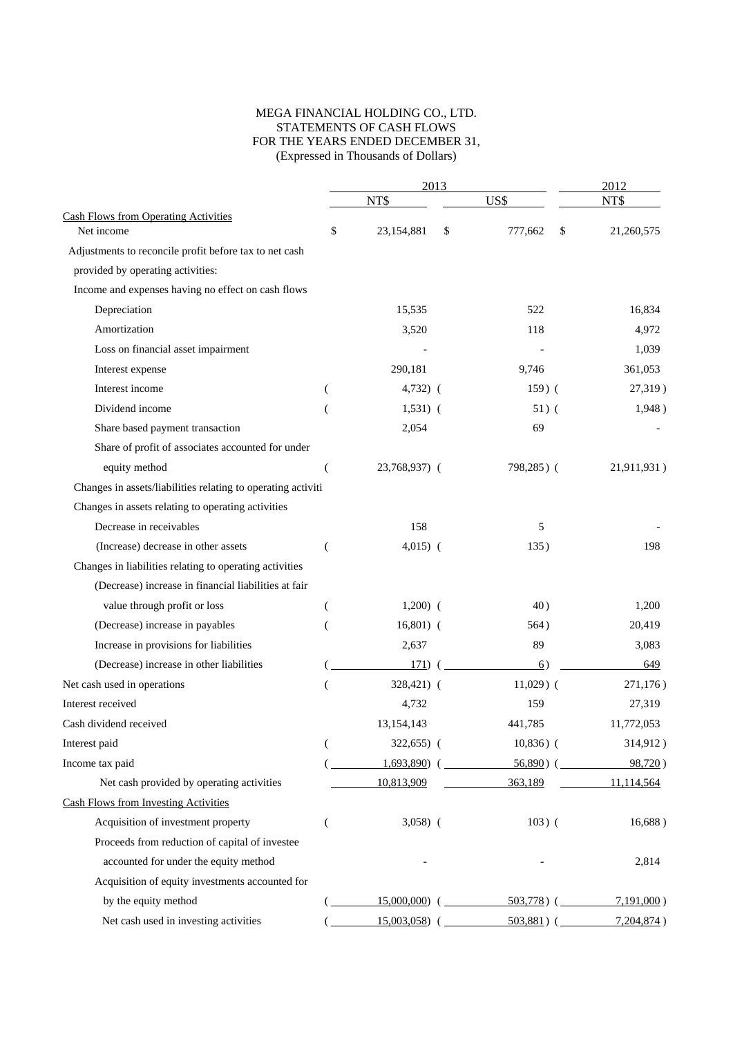MEGA FINANCIAL HOLDING CO., LTD.
STATEMENTS OF CASH FLOWS
FOR THE YEARS ENDED DECEMBER 31,
(Expressed in Thousands of Dollars)

| | 2013 | | 2012 |
|---|---|---|---|
| | NT$ | US$ | NT$ |
| Cash Flows from Operating Activities | | | |
| Net income | $ 23,154,881 | $ 777,662 | $ 21,260,575 |
| Adjustments to reconcile profit before tax to net cash provided by operating activities: | | | |
| Income and expenses having no effect on cash flows | | | |
| Depreciation | 15,535 | 522 | 16,834 |
| Amortization | 3,520 | 118 | 4,972 |
| Loss on financial asset impairment | - | - | 1,039 |
| Interest expense | 290,181 | 9,746 | 361,053 |
| Interest income | ( 4,732) | ( 159) | ( 27,319) |
| Dividend income | ( 1,531) | ( 51) | ( 1,948) |
| Share based payment transaction | 2,054 | 69 | - |
| Share of profit of associates accounted for under equity method | ( 23,768,937) | ( 798,285) | ( 21,911,931) |
| Changes in assets/liabilities relating to operating activiti | | | |
| Changes in assets relating to operating activities | | | |
| Decrease in receivables | 158 | 5 | - |
| (Increase) decrease in other assets | ( 4,015) | ( 135) | 198 |
| Changes in liabilities relating to operating activities | | | |
| (Decrease) increase in financial liabilities at fair value through profit or loss | ( 1,200) | ( 40) | 1,200 |
| (Decrease) increase in payables | ( 16,801) | ( 564) | 20,419 |
| Increase in provisions for liabilities | 2,637 | 89 | 3,083 |
| (Decrease) increase in other liabilities | ( 171) | ( 6) | 649 |
| Net cash used in operations | ( 328,421) | ( 11,029) | ( 271,176) |
| Interest received | 4,732 | 159 | 27,319 |
| Cash dividend received | 13,154,143 | 441,785 | 11,772,053 |
| Interest paid | ( 322,655) | ( 10,836) | ( 314,912) |
| Income tax paid | ( 1,693,890) | ( 56,890) | ( 98,720) |
| Net cash provided by operating activities | 10,813,909 | 363,189 | 11,114,564 |
| Cash Flows from Investing Activities | | | |
| Acquisition of investment property | ( 3,058) | ( 103) | ( 16,688) |
| Proceeds from reduction of capital of investee accounted for under the equity method | - | - | 2,814 |
| Acquisition of equity investments accounted for by the equity method | ( 15,000,000) | ( 503,778) | ( 7,191,000) |
| Net cash used in investing activities | ( 15,003,058) | ( 503,881) | ( 7,204,874) |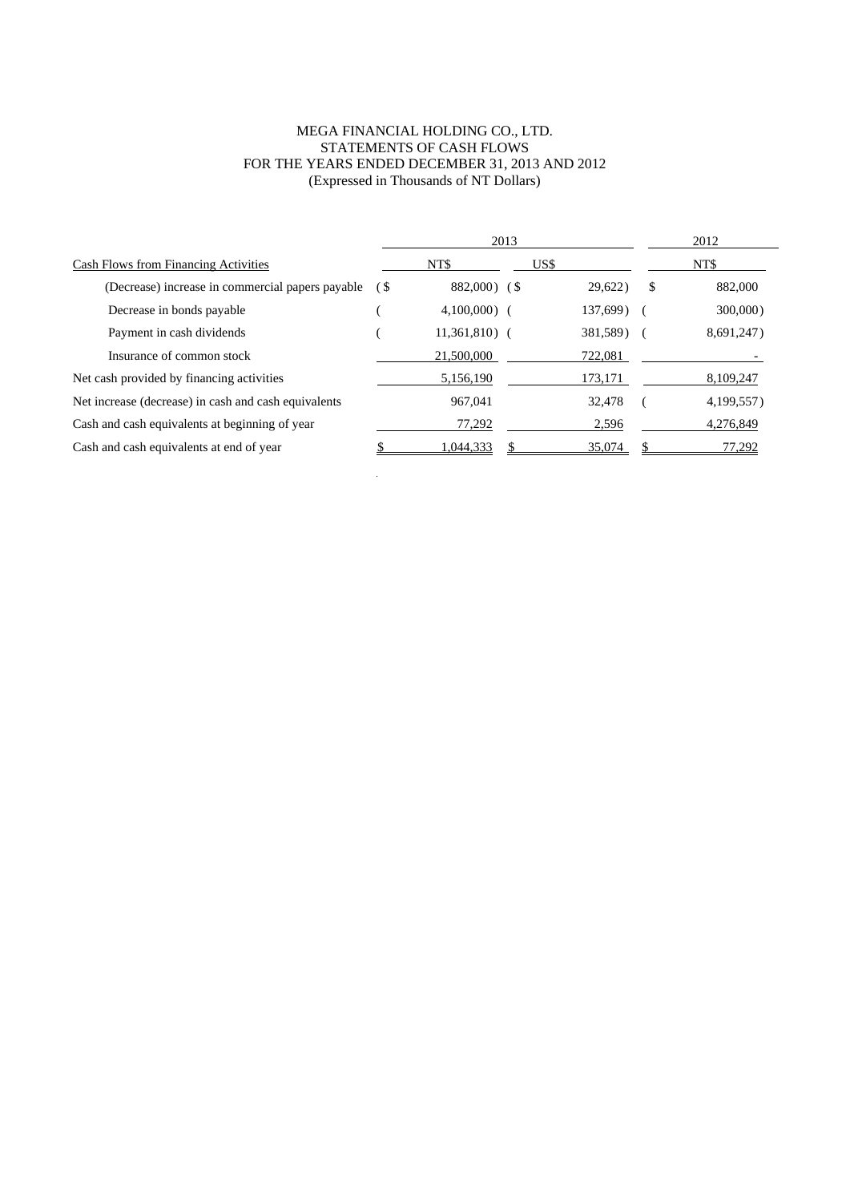MEGA FINANCIAL HOLDING CO., LTD.
STATEMENTS OF CASH FLOWS
FOR THE YEARS ENDED DECEMBER 31, 2013 AND 2012
(Expressed in Thousands of NT Dollars)

| | 2013 | | 2012 |
|---|---|---|---|
| Cash Flows from Financing Activities | NT$ | US$ | NT$ |
| (Decrease) increase in commercial papers payable | ($ 882,000) | ($ 29,622) | $ 882,000 |
| Decrease in bonds payable | ( 4,100,000) | ( 137,699) | ( 300,000) |
| Payment in cash dividends | ( 11,361,810) | ( 381,589) | ( 8,691,247) |
| Insurance of common stock | 21,500,000 | 722,081 | - |
| Net cash provided by financing activities | 5,156,190 | 173,171 | 8,109,247 |
| Net increase (decrease) in cash and cash equivalents | 967,041 | 32,478 | ( 4,199,557) |
| Cash and cash equivalents at beginning of year | 77,292 | 2,596 | 4,276,849 |
| Cash and cash equivalents at end of year | $ 1,044,333 | $ 35,074 | $ 77,292 |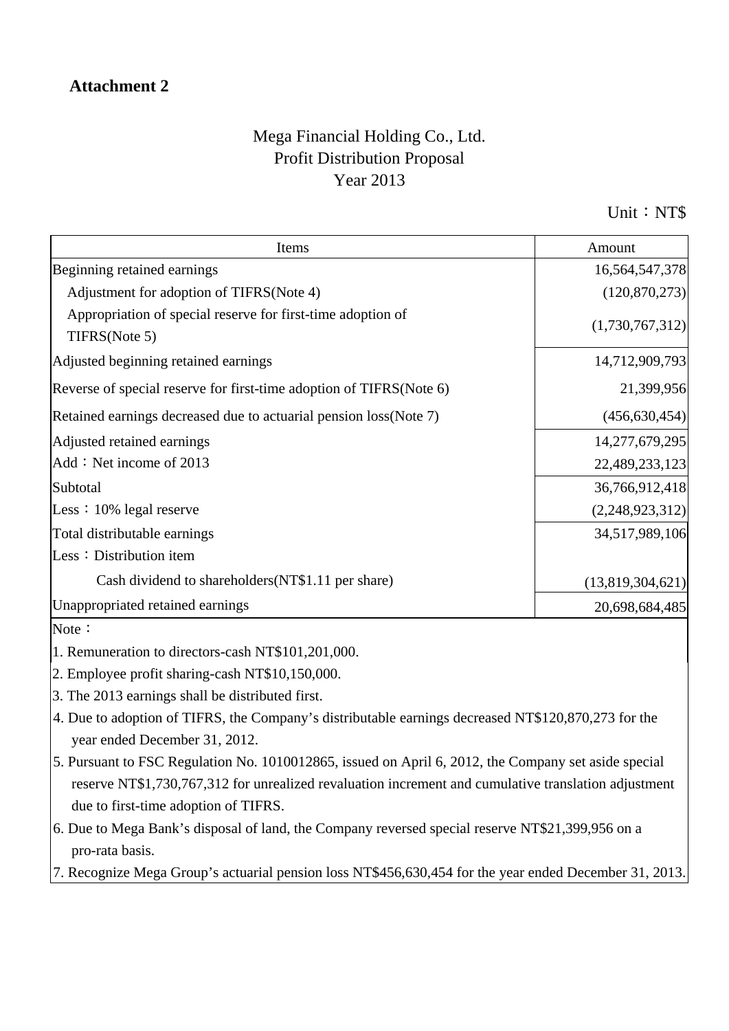**Attachment 2**

# Mega Financial Holding Co., Ltd.
## Profit Distribution Proposal
## Year 2013

Unit：NT$

| Items | Amount |
|---|---|
| Beginning retained earnings | 16,564,547,378 |
| Adjustment for adoption of TIFRS(Note 4) | (120,870,273) |
| Appropriation of special reserve for first-time adoption of TIFRS(Note 5) | (1,730,767,312) |
| Adjusted beginning retained earnings | 14,712,909,793 |
| Reverse of special reserve for first-time adoption of TIFRS(Note 6) | 21,399,956 |
| Retained earnings decreased due to actuarial pension loss(Note 7) | (456,630,454) |
| Adjusted retained earnings | 14,277,679,295 |
| Add：Net income of 2013 | 22,489,233,123 |
| Subtotal | 36,766,912,418 |
| Less：10% legal reserve | (2,248,923,312) |
| Total distributable earnings | 34,517,989,106 |
| Less：Distribution item | |
| Cash dividend to shareholders(NT$1.11 per share) | (13,819,304,621) |
| Unappropriated retained earnings | 20,698,684,485 |

Note：

1. Remuneration to directors-cash NT$101,201,000.
2. Employee profit sharing-cash NT$10,150,000.
3. The 2013 earnings shall be distributed first.
4. Due to adoption of TIFRS, the Company's distributable earnings decreased NT$120,870,273 for the year ended December 31, 2012.
5. Pursuant to FSC Regulation No. 1010012865, issued on April 6, 2012, the Company set aside special reserve NT$1,730,767,312 for unrealized revaluation increment and cumulative translation adjustment due to first-time adoption of TIFRS.
6. Due to Mega Bank's disposal of land, the Company reversed special reserve NT$21,399,956 on a pro-rata basis.
7. Recognize Mega Group's actuarial pension loss NT$456,630,454 for the year ended December 31, 2013.